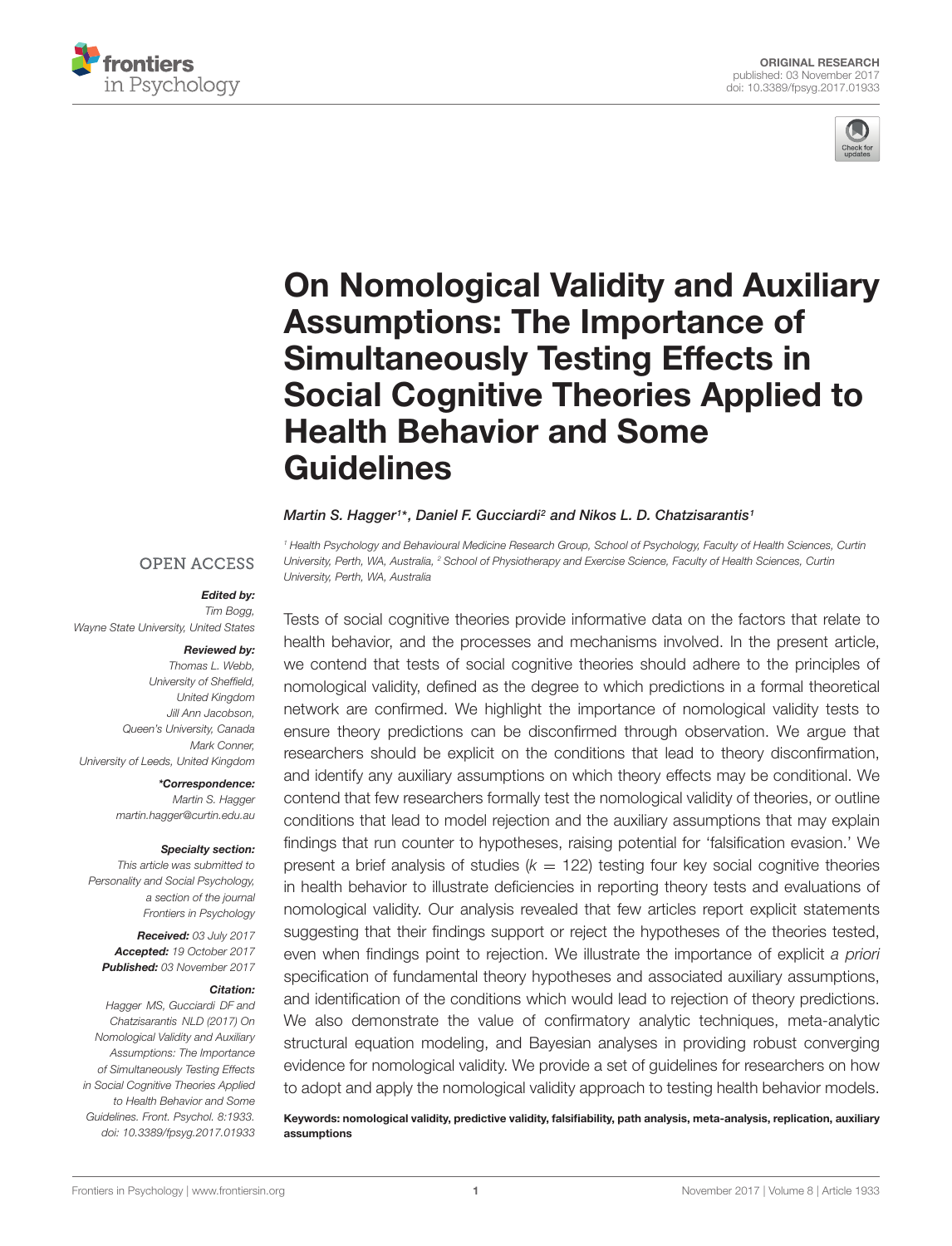ORIGINAL RESEARCH
published: 03 November 2017
doi: 10.3389/fpsyg.2017.01933

# On Nomological Validity and Auxiliary Assumptions: The Importance of Simultaneously Testing Effects in Social Cognitive Theories Applied to Health Behavior and Some Guidelines

*Martin S. Hagger[1]\*, Daniel F. Gucciardi[2] and Nikos L. D. Chatzisarantis[1]*

[1] Health Psychology and Behavioural Medicine Research Group, School of Psychology, Faculty of Health Sciences, Curtin University, Perth, WA, Australia, [2] School of Physiotherapy and Exercise Science, Faculty of Health Sciences, Curtin University, Perth, WA, Australia

OPEN ACCESS

***Edited by:***
*Tim Bogg,*
*Wayne State University, United States*

***Reviewed by:***
*Thomas L. Webb,*
*University of Sheffield, United Kingdom*
*Jill Ann Jacobson,*
*Queen's University, Canada*
*Mark Conner,*
*University of Leeds, United Kingdom*

***\*Correspondence:***
*Martin S. Hagger*
*martin.hagger@curtin.edu.au*

***Specialty section:***
*This article was submitted to Personality and Social Psychology, a section of the journal Frontiers in Psychology*

***Received:*** *03 July 2017*
***Accepted:*** *19 October 2017*
***Published:*** *03 November 2017*

***Citation:***
*Hagger MS, Gucciardi DF and Chatzisarantis NLD (2017) On Nomological Validity and Auxiliary Assumptions: The Importance of Simultaneously Testing Effects in Social Cognitive Theories Applied to Health Behavior and Some Guidelines. Front. Psychol. 8:1933. doi: 10.3389/fpsyg.2017.01933*

Tests of social cognitive theories provide informative data on the factors that relate to health behavior, and the processes and mechanisms involved. In the present article, we contend that tests of social cognitive theories should adhere to the principles of nomological validity, defined as the degree to which predictions in a formal theoretical network are confirmed. We highlight the importance of nomological validity tests to ensure theory predictions can be disconfirmed through observation. We argue that researchers should be explicit on the conditions that lead to theory disconfirmation, and identify any auxiliary assumptions on which theory effects may be conditional. We contend that few researchers formally test the nomological validity of theories, or outline conditions that lead to model rejection and the auxiliary assumptions that may explain findings that run counter to hypotheses, raising potential for 'falsification evasion.' We present a brief analysis of studies ($k = 122$) testing four key social cognitive theories in health behavior to illustrate deficiencies in reporting theory tests and evaluations of nomological validity. Our analysis revealed that few articles report explicit statements suggesting that their findings support or reject the hypotheses of the theories tested, even when findings point to rejection. We illustrate the importance of explicit *a priori* specification of fundamental theory hypotheses and associated auxiliary assumptions, and identification of the conditions which would lead to rejection of theory predictions. We also demonstrate the value of confirmatory analytic techniques, meta-analytic structural equation modeling, and Bayesian analyses in providing robust converging evidence for nomological validity. We provide a set of guidelines for researchers on how to adopt and apply the nomological validity approach to testing health behavior models.

**Keywords: nomological validity, predictive validity, falsifiability, path analysis, meta-analysis, replication, auxiliary assumptions**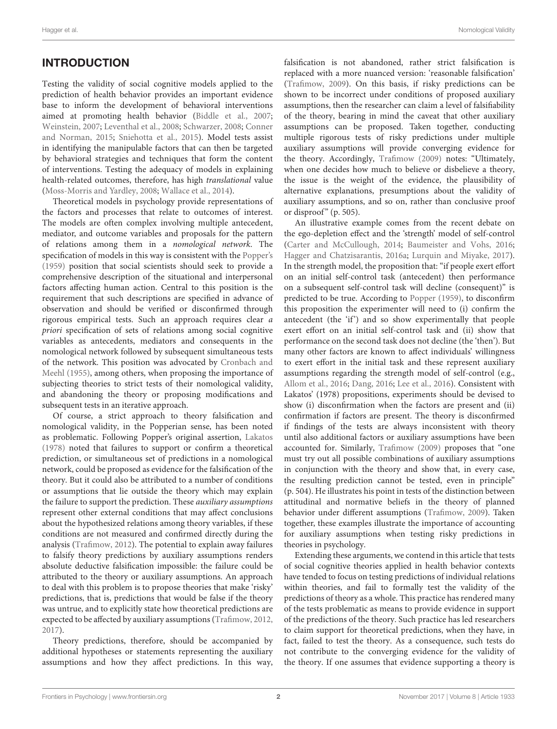## INTRODUCTION

Testing the validity of social cognitive models applied to the prediction of health behavior provides an important evidence base to inform the development of behavioral interventions aimed at promoting health behavior (Biddle et al., 2007; Weinstein, 2007; Leventhal et al., 2008; Schwarzer, 2008; Conner and Norman, 2015; Sniehotta et al., 2015). Model tests assist in identifying the manipulable factors that can then be targeted by behavioral strategies and techniques that form the content of interventions. Testing the adequacy of models in explaining health-related outcomes, therefore, has high *translational* value (Moss-Morris and Yardley, 2008; Wallace et al., 2014).

Theoretical models in psychology provide representations of the factors and processes that relate to outcomes of interest. The models are often complex involving multiple antecedent, mediator, and outcome variables and proposals for the pattern of relations among them in a *nomological network*. The specification of models in this way is consistent with the Popper's (1959) position that social scientists should seek to provide a comprehensive description of the situational and interpersonal factors affecting human action. Central to this position is the requirement that such descriptions are specified in advance of observation and should be verified or disconfirmed through rigorous empirical tests. Such an approach requires clear *a priori* specification of sets of relations among social cognitive variables as antecedents, mediators and consequents in the nomological network followed by subsequent simultaneous tests of the network. This position was advocated by Cronbach and Meehl (1955), among others, when proposing the importance of subjecting theories to strict tests of their nomological validity, and abandoning the theory or proposing modifications and subsequent tests in an iterative approach.

Of course, a strict approach to theory falsification and nomological validity, in the Popperian sense, has been noted as problematic. Following Popper's original assertion, Lakatos (1978) noted that failures to support or confirm a theoretical prediction, or simultaneous set of predictions in a nomological network, could be proposed as evidence for the falsification of the theory. But it could also be attributed to a number of conditions or assumptions that lie outside the theory which may explain the failure to support the prediction. These *auxiliary assumptions* represent other external conditions that may affect conclusions about the hypothesized relations among theory variables, if these conditions are not measured and confirmed directly during the analysis (Trafimow, 2012). The potential to explain away failures to falsify theory predictions by auxiliary assumptions renders absolute deductive falsification impossible: the failure could be attributed to the theory or auxiliary assumptions. An approach to deal with this problem is to propose theories that make 'risky' predictions, that is, predictions that would be false if the theory was untrue, and to explicitly state how theoretical predictions are expected to be affected by auxiliary assumptions (Trafimow, 2012, 2017).

Theory predictions, therefore, should be accompanied by additional hypotheses or statements representing the auxiliary assumptions and how they affect predictions. In this way, falsification is not abandoned, rather strict falsification is replaced with a more nuanced version: 'reasonable falsification' (Trafimow, 2009). On this basis, if risky predictions can be shown to be incorrect under conditions of proposed auxiliary assumptions, then the researcher can claim a level of falsifiability of the theory, bearing in mind the caveat that other auxiliary assumptions can be proposed. Taken together, conducting multiple rigorous tests of risky predictions under multiple auxiliary assumptions will provide converging evidence for the theory. Accordingly, Trafimow (2009) notes: "Ultimately, when one decides how much to believe or disbelieve a theory, the issue is the weight of the evidence, the plausibility of alternative explanations, presumptions about the validity of auxiliary assumptions, and so on, rather than conclusive proof or disproof" (p. 505).

An illustrative example comes from the recent debate on the ego-depletion effect and the 'strength' model of self-control (Carter and McCullough, 2014; Baumeister and Vohs, 2016; Hagger and Chatzisarantis, 2016a; Lurquin and Miyake, 2017). In the strength model, the proposition that: "if people exert effort on an initial self-control task (antecedent) then performance on a subsequent self-control task will decline (consequent)" is predicted to be true. According to Popper (1959), to disconfirm this proposition the experimenter will need to (i) confirm the antecedent (the 'if') and so show experimentally that people exert effort on an initial self-control task and (ii) show that performance on the second task does not decline (the 'then'). But many other factors are known to affect individuals' willingness to exert effort in the initial task and these represent auxiliary assumptions regarding the strength model of self-control (e.g., Allom et al., 2016; Dang, 2016; Lee et al., 2016). Consistent with Lakatos' (1978) propositions, experiments should be devised to show (i) disconfirmation when the factors are present and (ii) confirmation if factors are present. The theory is disconfirmed if findings of the tests are always inconsistent with theory until also additional factors or auxiliary assumptions have been accounted for. Similarly, Trafimow (2009) proposes that "one must try out all possible combinations of auxiliary assumptions in conjunction with the theory and show that, in every case, the resulting prediction cannot be tested, even in principle" (p. 504). He illustrates his point in tests of the distinction between attitudinal and normative beliefs in the theory of planned behavior under different assumptions (Trafimow, 2009). Taken together, these examples illustrate the importance of accounting for auxiliary assumptions when testing risky predictions in theories in psychology.

Extending these arguments, we contend in this article that tests of social cognitive theories applied in health behavior contexts have tended to focus on testing predictions of individual relations within theories, and fail to formally test the validity of the predictions of theory as a whole. This practice has rendered many of the tests problematic as means to provide evidence in support of the predictions of the theory. Such practice has led researchers to claim support for theoretical predictions, when they have, in fact, failed to test the theory. As a consequence, such tests do not contribute to the converging evidence for the validity of the theory. If one assumes that evidence supporting a theory is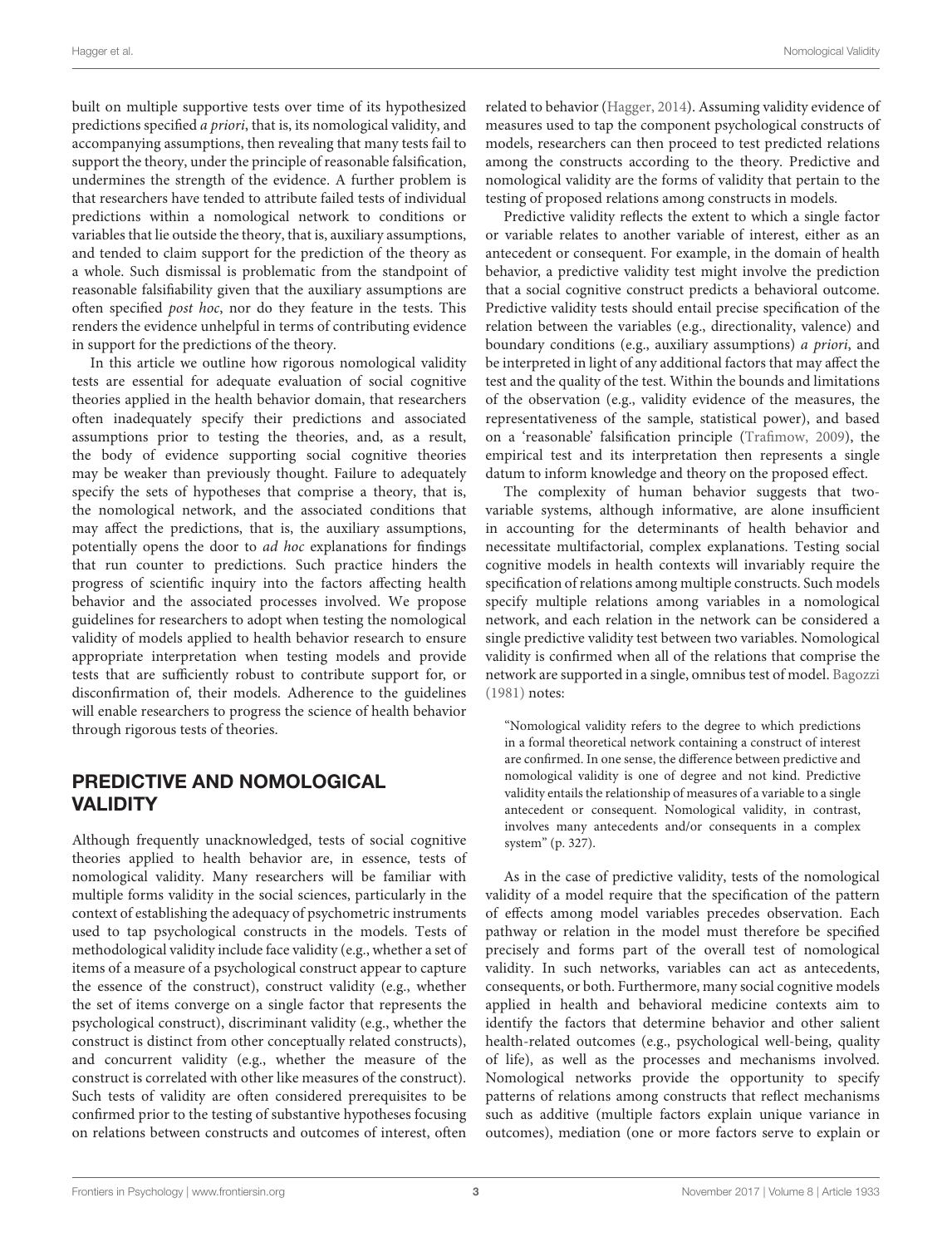built on multiple supportive tests over time of its hypothesized predictions specified *a priori*, that is, its nomological validity, and accompanying assumptions, then revealing that many tests fail to support the theory, under the principle of reasonable falsification, undermines the strength of the evidence. A further problem is that researchers have tended to attribute failed tests of individual predictions within a nomological network to conditions or variables that lie outside the theory, that is, auxiliary assumptions, and tended to claim support for the prediction of the theory as a whole. Such dismissal is problematic from the standpoint of reasonable falsifiability given that the auxiliary assumptions are often specified *post hoc*, nor do they feature in the tests. This renders the evidence unhelpful in terms of contributing evidence in support for the predictions of the theory.

In this article we outline how rigorous nomological validity tests are essential for adequate evaluation of social cognitive theories applied in the health behavior domain, that researchers often inadequately specify their predictions and associated assumptions prior to testing the theories, and, as a result, the body of evidence supporting social cognitive theories may be weaker than previously thought. Failure to adequately specify the sets of hypotheses that comprise a theory, that is, the nomological network, and the associated conditions that may affect the predictions, that is, the auxiliary assumptions, potentially opens the door to *ad hoc* explanations for findings that run counter to predictions. Such practice hinders the progress of scientific inquiry into the factors affecting health behavior and the associated processes involved. We propose guidelines for researchers to adopt when testing the nomological validity of models applied to health behavior research to ensure appropriate interpretation when testing models and provide tests that are sufficiently robust to contribute support for, or disconfirmation of, their models. Adherence to the guidelines will enable researchers to progress the science of health behavior through rigorous tests of theories.

## PREDICTIVE AND NOMOLOGICAL VALIDITY

Although frequently unacknowledged, tests of social cognitive theories applied to health behavior are, in essence, tests of nomological validity. Many researchers will be familiar with multiple forms validity in the social sciences, particularly in the context of establishing the adequacy of psychometric instruments used to tap psychological constructs in the models. Tests of methodological validity include face validity (e.g., whether a set of items of a measure of a psychological construct appear to capture the essence of the construct), construct validity (e.g., whether the set of items converge on a single factor that represents the psychological construct), discriminant validity (e.g., whether the construct is distinct from other conceptually related constructs), and concurrent validity (e.g., whether the measure of the construct is correlated with other like measures of the construct). Such tests of validity are often considered prerequisites to be confirmed prior to the testing of substantive hypotheses focusing on relations between constructs and outcomes of interest, often related to behavior (Hagger, 2014). Assuming validity evidence of measures used to tap the component psychological constructs of models, researchers can then proceed to test predicted relations among the constructs according to the theory. Predictive and nomological validity are the forms of validity that pertain to the testing of proposed relations among constructs in models.

Predictive validity reflects the extent to which a single factor or variable relates to another variable of interest, either as an antecedent or consequent. For example, in the domain of health behavior, a predictive validity test might involve the prediction that a social cognitive construct predicts a behavioral outcome. Predictive validity tests should entail precise specification of the relation between the variables (e.g., directionality, valence) and boundary conditions (e.g., auxiliary assumptions) *a priori*, and be interpreted in light of any additional factors that may affect the test and the quality of the test. Within the bounds and limitations of the observation (e.g., validity evidence of the measures, the representativeness of the sample, statistical power), and based on a 'reasonable' falsification principle (Trafimow, 2009), the empirical test and its interpretation then represents a single datum to inform knowledge and theory on the proposed effect.

The complexity of human behavior suggests that two-variable systems, although informative, are alone insufficient in accounting for the determinants of health behavior and necessitate multifactorial, complex explanations. Testing social cognitive models in health contexts will invariably require the specification of relations among multiple constructs. Such models specify multiple relations among variables in a nomological network, and each relation in the network can be considered a single predictive validity test between two variables. Nomological validity is confirmed when all of the relations that comprise the network are supported in a single, omnibus test of model. Bagozzi (1981) notes:

> "Nomological validity refers to the degree to which predictions in a formal theoretical network containing a construct of interest are confirmed. In one sense, the difference between predictive and nomological validity is one of degree and not kind. Predictive validity entails the relationship of measures of a variable to a single antecedent or consequent. Nomological validity, in contrast, involves many antecedents and/or consequents in a complex system" (p. 327).

As in the case of predictive validity, tests of the nomological validity of a model require that the specification of the pattern of effects among model variables precedes observation. Each pathway or relation in the model must therefore be specified precisely and forms part of the overall test of nomological validity. In such networks, variables can act as antecedents, consequents, or both. Furthermore, many social cognitive models applied in health and behavioral medicine contexts aim to identify the factors that determine behavior and other salient health-related outcomes (e.g., psychological well-being, quality of life), as well as the processes and mechanisms involved. Nomological networks provide the opportunity to specify patterns of relations among constructs that reflect mechanisms such as additive (multiple factors explain unique variance in outcomes), mediation (one or more factors serve to explain or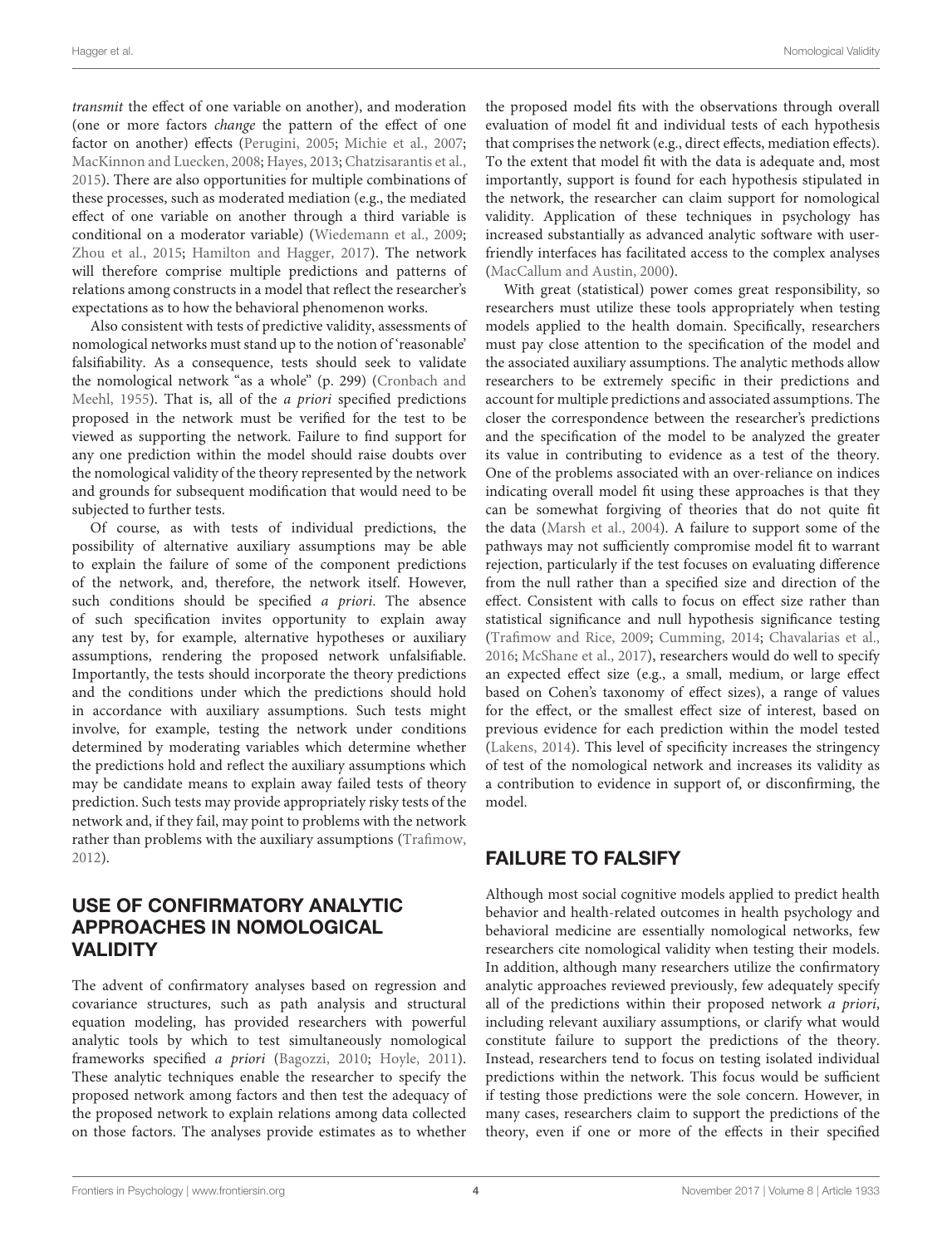*transmit* the effect of one variable on another), and moderation (one or more factors *change* the pattern of the effect of one factor on another) effects (Perugini, 2005; Michie et al., 2007; MacKinnon and Luecken, 2008; Hayes, 2013; Chatzisarantis et al., 2015). There are also opportunities for multiple combinations of these processes, such as moderated mediation (e.g., the mediated effect of one variable on another through a third variable is conditional on a moderator variable) (Wiedemann et al., 2009; Zhou et al., 2015; Hamilton and Hagger, 2017). The network will therefore comprise multiple predictions and patterns of relations among constructs in a model that reflect the researcher's expectations as to how the behavioral phenomenon works.

Also consistent with tests of predictive validity, assessments of nomological networks must stand up to the notion of 'reasonable' falsifiability. As a consequence, tests should seek to validate the nomological network "as a whole" (p. 299) (Cronbach and Meehl, 1955). That is, all of the *a priori* specified predictions proposed in the network must be verified for the test to be viewed as supporting the network. Failure to find support for any one prediction within the model should raise doubts over the nomological validity of the theory represented by the network and grounds for subsequent modification that would need to be subjected to further tests.

Of course, as with tests of individual predictions, the possibility of alternative auxiliary assumptions may be able to explain the failure of some of the component predictions of the network, and, therefore, the network itself. However, such conditions should be specified *a priori*. The absence of such specification invites opportunity to explain away any test by, for example, alternative hypotheses or auxiliary assumptions, rendering the proposed network unfalsifiable. Importantly, the tests should incorporate the theory predictions and the conditions under which the predictions should hold in accordance with auxiliary assumptions. Such tests might involve, for example, testing the network under conditions determined by moderating variables which determine whether the predictions hold and reflect the auxiliary assumptions which may be candidate means to explain away failed tests of theory prediction. Such tests may provide appropriately risky tests of the network and, if they fail, may point to problems with the network rather than problems with the auxiliary assumptions (Trafimow, 2012).

## USE OF CONFIRMATORY ANALYTIC APPROACHES IN NOMOLOGICAL VALIDITY

The advent of confirmatory analyses based on regression and covariance structures, such as path analysis and structural equation modeling, has provided researchers with powerful analytic tools by which to test simultaneously nomological frameworks specified *a priori* (Bagozzi, 2010; Hoyle, 2011). These analytic techniques enable the researcher to specify the proposed network among factors and then test the adequacy of the proposed network to explain relations among data collected on those factors. The analyses provide estimates as to whether the proposed model fits with the observations through overall evaluation of model fit and individual tests of each hypothesis that comprises the network (e.g., direct effects, mediation effects). To the extent that model fit with the data is adequate and, most importantly, support is found for each hypothesis stipulated in the network, the researcher can claim support for nomological validity. Application of these techniques in psychology has increased substantially as advanced analytic software with user-friendly interfaces has facilitated access to the complex analyses (MacCallum and Austin, 2000).

With great (statistical) power comes great responsibility, so researchers must utilize these tools appropriately when testing models applied to the health domain. Specifically, researchers must pay close attention to the specification of the model and the associated auxiliary assumptions. The analytic methods allow researchers to be extremely specific in their predictions and account for multiple predictions and associated assumptions. The closer the correspondence between the researcher's predictions and the specification of the model to be analyzed the greater its value in contributing to evidence as a test of the theory. One of the problems associated with an over-reliance on indices indicating overall model fit using these approaches is that they can be somewhat forgiving of theories that do not quite fit the data (Marsh et al., 2004). A failure to support some of the pathways may not sufficiently compromise model fit to warrant rejection, particularly if the test focuses on evaluating difference from the null rather than a specified size and direction of the effect. Consistent with calls to focus on effect size rather than statistical significance and null hypothesis significance testing (Trafimow and Rice, 2009; Cumming, 2014; Chavalarias et al., 2016; McShane et al., 2017), researchers would do well to specify an expected effect size (e.g., a small, medium, or large effect based on Cohen's taxonomy of effect sizes), a range of values for the effect, or the smallest effect size of interest, based on previous evidence for each prediction within the model tested (Lakens, 2014). This level of specificity increases the stringency of test of the nomological network and increases its validity as a contribution to evidence in support of, or disconfirming, the model.

## FAILURE TO FALSIFY

Although most social cognitive models applied to predict health behavior and health-related outcomes in health psychology and behavioral medicine are essentially nomological networks, few researchers cite nomological validity when testing their models. In addition, although many researchers utilize the confirmatory analytic approaches reviewed previously, few adequately specify all of the predictions within their proposed network *a priori*, including relevant auxiliary assumptions, or clarify what would constitute failure to support the predictions of the theory. Instead, researchers tend to focus on testing isolated individual predictions within the network. This focus would be sufficient if testing those predictions were the sole concern. However, in many cases, researchers claim to support the predictions of the theory, even if one or more of the effects in their specified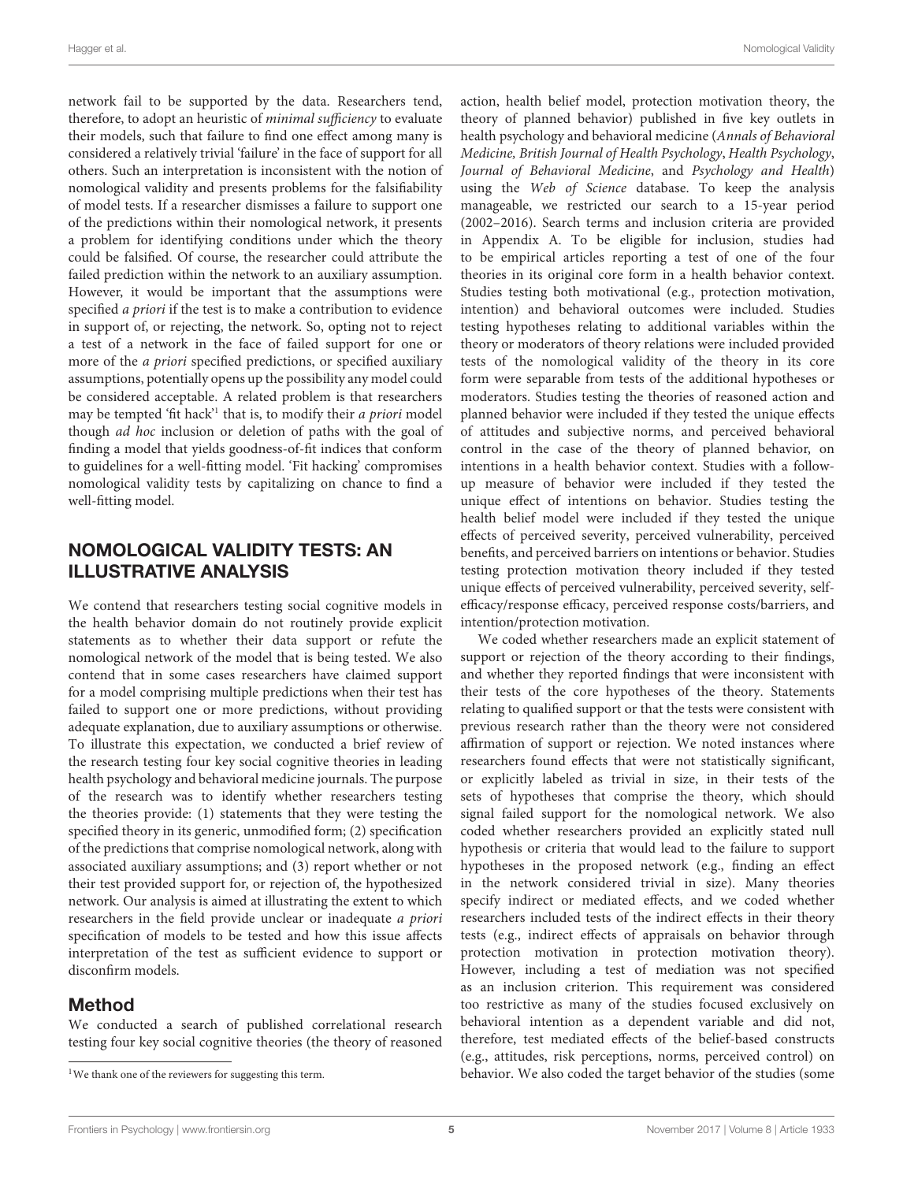network fail to be supported by the data. Researchers tend, therefore, to adopt an heuristic of *minimal sufficiency* to evaluate their models, such that failure to find one effect among many is considered a relatively trivial 'failure' in the face of support for all others. Such an interpretation is inconsistent with the notion of nomological validity and presents problems for the falsifiability of model tests. If a researcher dismisses a failure to support one of the predictions within their nomological network, it presents a problem for identifying conditions under which the theory could be falsified. Of course, the researcher could attribute the failed prediction within the network to an auxiliary assumption. However, it would be important that the assumptions were specified *a priori* if the test is to make a contribution to evidence in support of, or rejecting, the network. So, opting not to reject a test of a network in the face of failed support for one or more of the *a priori* specified predictions, or specified auxiliary assumptions, potentially opens up the possibility any model could be considered acceptable. A related problem is that researchers may be tempted 'fit hack'[1] that is, to modify their *a priori* model though *ad hoc* inclusion or deletion of paths with the goal of finding a model that yields goodness-of-fit indices that conform to guidelines for a well-fitting model. 'Fit hacking' compromises nomological validity tests by capitalizing on chance to find a well-fitting model.

## NOMOLOGICAL VALIDITY TESTS: AN ILLUSTRATIVE ANALYSIS

We contend that researchers testing social cognitive models in the health behavior domain do not routinely provide explicit statements as to whether their data support or refute the nomological network of the model that is being tested. We also contend that in some cases researchers have claimed support for a model comprising multiple predictions when their test has failed to support one or more predictions, without providing adequate explanation, due to auxiliary assumptions or otherwise. To illustrate this expectation, we conducted a brief review of the research testing four key social cognitive theories in leading health psychology and behavioral medicine journals. The purpose of the research was to identify whether researchers testing the theories provide: (1) statements that they were testing the specified theory in its generic, unmodified form; (2) specification of the predictions that comprise nomological network, along with associated auxiliary assumptions; and (3) report whether or not their test provided support for, or rejection of, the hypothesized network. Our analysis is aimed at illustrating the extent to which researchers in the field provide unclear or inadequate *a priori* specification of models to be tested and how this issue affects interpretation of the test as sufficient evidence to support or disconfirm models.

### Method

We conducted a search of published correlational research testing four key social cognitive theories (the theory of reasoned action, health belief model, protection motivation theory, the theory of planned behavior) published in five key outlets in health psychology and behavioral medicine (*Annals of Behavioral Medicine, British Journal of Health Psychology*, *Health Psychology*, *Journal of Behavioral Medicine*, and *Psychology and Health*) using the *Web of Science* database. To keep the analysis manageable, we restricted our search to a 15-year period (2002–2016). Search terms and inclusion criteria are provided in Appendix A. To be eligible for inclusion, studies had to be empirical articles reporting a test of one of the four theories in its original core form in a health behavior context. Studies testing both motivational (e.g., protection motivation, intention) and behavioral outcomes were included. Studies testing hypotheses relating to additional variables within the theory or moderators of theory relations were included provided tests of the nomological validity of the theory in its core form were separable from tests of the additional hypotheses or moderators. Studies testing the theories of reasoned action and planned behavior were included if they tested the unique effects of attitudes and subjective norms, and perceived behavioral control in the case of the theory of planned behavior, on intentions in a health behavior context. Studies with a follow-up measure of behavior were included if they tested the unique effect of intentions on behavior. Studies testing the health belief model were included if they tested the unique effects of perceived severity, perceived vulnerability, perceived benefits, and perceived barriers on intentions or behavior. Studies testing protection motivation theory included if they tested unique effects of perceived vulnerability, perceived severity, self-efficacy/response efficacy, perceived response costs/barriers, and intention/protection motivation.

We coded whether researchers made an explicit statement of support or rejection of the theory according to their findings, and whether they reported findings that were inconsistent with their tests of the core hypotheses of the theory. Statements relating to qualified support or that the tests were consistent with previous research rather than the theory were not considered affirmation of support or rejection. We noted instances where researchers found effects that were not statistically significant, or explicitly labeled as trivial in size, in their tests of the sets of hypotheses that comprise the theory, which should signal failed support for the nomological network. We also coded whether researchers provided an explicitly stated null hypothesis or criteria that would lead to the failure to support hypotheses in the proposed network (e.g., finding an effect in the network considered trivial in size). Many theories specify indirect or mediated effects, and we coded whether researchers included tests of the indirect effects in their theory tests (e.g., indirect effects of appraisals on behavior through protection motivation in protection motivation theory). However, including a test of mediation was not specified as an inclusion criterion. This requirement was considered too restrictive as many of the studies focused exclusively on behavioral intention as a dependent variable and did not, therefore, test mediated effects of the belief-based constructs (e.g., attitudes, risk perceptions, norms, perceived control) on behavior. We also coded the target behavior of the studies (some

[1] We thank one of the reviewers for suggesting this term.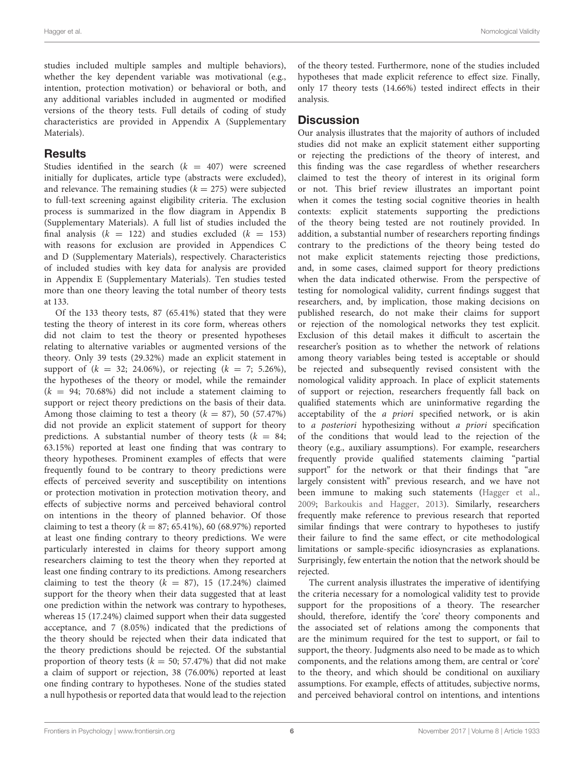studies included multiple samples and multiple behaviors), whether the key dependent variable was motivational (e.g., intention, protection motivation) or behavioral or both, and any additional variables included in augmented or modified versions of the theory tests. Full details of coding of study characteristics are provided in Appendix A (Supplementary Materials).

## Results

Studies identified in the search ($k = 407$) were screened initially for duplicates, article type (abstracts were excluded), and relevance. The remaining studies ($k = 275$) were subjected to full-text screening against eligibility criteria. The exclusion process is summarized in the flow diagram in Appendix B (Supplementary Materials). A full list of studies included the final analysis ($k = 122$) and studies excluded ($k = 153$) with reasons for exclusion are provided in Appendices C and D (Supplementary Materials), respectively. Characteristics of included studies with key data for analysis are provided in Appendix E (Supplementary Materials). Ten studies tested more than one theory leaving the total number of theory tests at 133.

Of the 133 theory tests, 87 (65.41%) stated that they were testing the theory of interest in its core form, whereas others did not claim to test the theory or presented hypotheses relating to alternative variables or augmented versions of the theory. Only 39 tests (29.32%) made an explicit statement in support of ($k = 32$; 24.06%), or rejecting ($k = 7$; 5.26%), the hypotheses of the theory or model, while the remainder ($k = 94$; 70.68%) did not include a statement claiming to support or reject theory predictions on the basis of their data. Among those claiming to test a theory ($k = 87$), 50 (57.47%) did not provide an explicit statement of support for theory predictions. A substantial number of theory tests ($k = 84$; 63.15%) reported at least one finding that was contrary to theory hypotheses. Prominent examples of effects that were frequently found to be contrary to theory predictions were effects of perceived severity and susceptibility on intentions or protection motivation in protection motivation theory, and effects of subjective norms and perceived behavioral control on intentions in the theory of planned behavior. Of those claiming to test a theory ($k = 87$; 65.41%), 60 (68.97%) reported at least one finding contrary to theory predictions. We were particularly interested in claims for theory support among researchers claiming to test the theory when they reported at least one finding contrary to its predictions. Among researchers claiming to test the theory ($k = 87$), 15 (17.24%) claimed support for the theory when their data suggested that at least one prediction within the network was contrary to hypotheses, whereas 15 (17.24%) claimed support when their data suggested acceptance, and 7 (8.05%) indicated that the predictions of the theory should be rejected when their data indicated that the theory predictions should be rejected. Of the substantial proportion of theory tests ($k = 50$; 57.47%) that did not make a claim of support or rejection, 38 (76.00%) reported at least one finding contrary to hypotheses. None of the studies stated a null hypothesis or reported data that would lead to the rejection of the theory tested. Furthermore, none of the studies included hypotheses that made explicit reference to effect size. Finally, only 17 theory tests (14.66%) tested indirect effects in their analysis.

## Discussion

Our analysis illustrates that the majority of authors of included studies did not make an explicit statement either supporting or rejecting the predictions of the theory of interest, and this finding was the case regardless of whether researchers claimed to test the theory of interest in its original form or not. This brief review illustrates an important point when it comes the testing social cognitive theories in health contexts: explicit statements supporting the predictions of the theory being tested are not routinely provided. In addition, a substantial number of researchers reporting findings contrary to the predictions of the theory being tested do not make explicit statements rejecting those predictions, and, in some cases, claimed support for theory predictions when the data indicated otherwise. From the perspective of testing for nomological validity, current findings suggest that researchers, and, by implication, those making decisions on published research, do not make their claims for support or rejection of the nomological networks they test explicit. Exclusion of this detail makes it difficult to ascertain the researcher's position as to whether the network of relations among theory variables being tested is acceptable or should be rejected and subsequently revised consistent with the nomological validity approach. In place of explicit statements of support or rejection, researchers frequently fall back on qualified statements which are uninformative regarding the acceptability of the *a priori* specified network, or is akin to *a posteriori* hypothesizing without *a priori* specification of the conditions that would lead to the rejection of the theory (e.g., auxiliary assumptions). For example, researchers frequently provide qualified statements claiming "partial support" for the network or that their findings that "are largely consistent with" previous research, and we have not been immune to making such statements (Hagger et al., 2009; Barkoukis and Hagger, 2013). Similarly, researchers frequently make reference to previous research that reported similar findings that were contrary to hypotheses to justify their failure to find the same effect, or cite methodological limitations or sample-specific idiosyncrasies as explanations. Surprisingly, few entertain the notion that the network should be rejected.

The current analysis illustrates the imperative of identifying the criteria necessary for a nomological validity test to provide support for the propositions of a theory. The researcher should, therefore, identify the 'core' theory components and the associated set of relations among the components that are the minimum required for the test to support, or fail to support, the theory. Judgments also need to be made as to which components, and the relations among them, are central or 'core' to the theory, and which should be conditional on auxiliary assumptions. For example, effects of attitudes, subjective norms, and perceived behavioral control on intentions, and intentions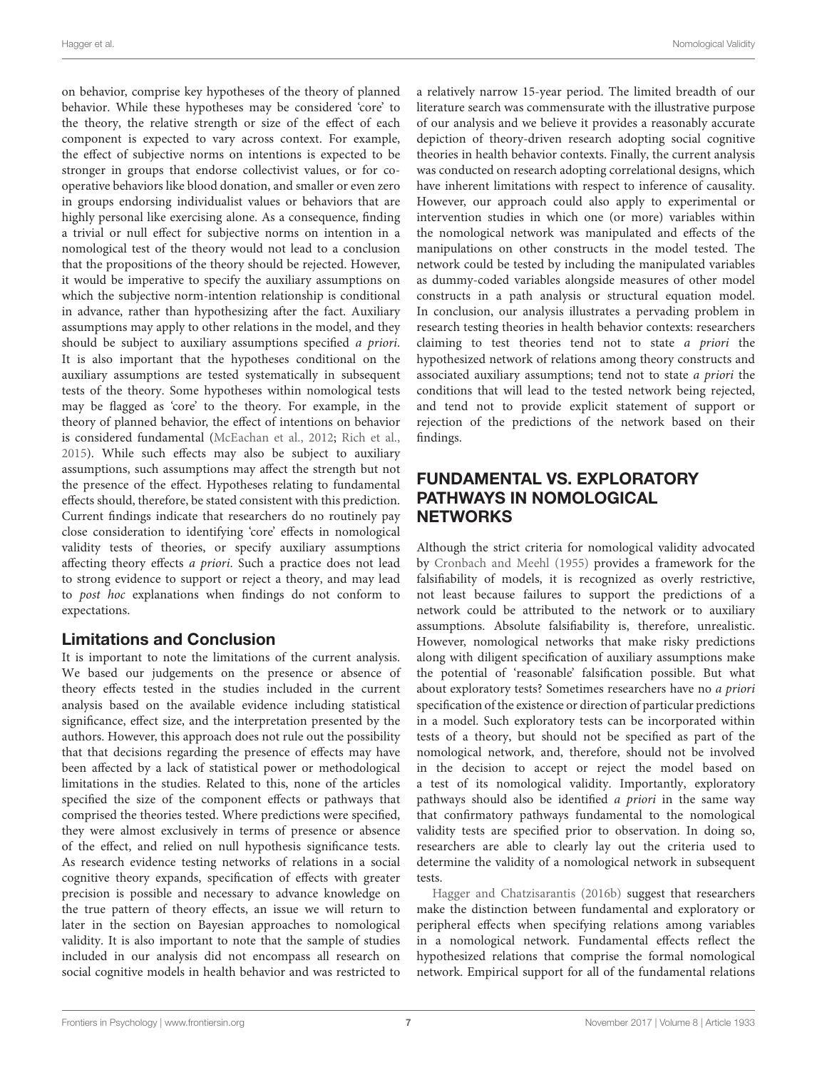on behavior, comprise key hypotheses of the theory of planned behavior. While these hypotheses may be considered 'core' to the theory, the relative strength or size of the effect of each component is expected to vary across context. For example, the effect of subjective norms on intentions is expected to be stronger in groups that endorse collectivist values, or for co-operative behaviors like blood donation, and smaller or even zero in groups endorsing individualist values or behaviors that are highly personal like exercising alone. As a consequence, finding a trivial or null effect for subjective norms on intention in a nomological test of the theory would not lead to a conclusion that the propositions of the theory should be rejected. However, it would be imperative to specify the auxiliary assumptions on which the subjective norm-intention relationship is conditional in advance, rather than hypothesizing after the fact. Auxiliary assumptions may apply to other relations in the model, and they should be subject to auxiliary assumptions specified *a priori*. It is also important that the hypotheses conditional on the auxiliary assumptions are tested systematically in subsequent tests of the theory. Some hypotheses within nomological tests may be flagged as 'core' to the theory. For example, in the theory of planned behavior, the effect of intentions on behavior is considered fundamental (McEachan et al., 2012; Rich et al., 2015). While such effects may also be subject to auxiliary assumptions, such assumptions may affect the strength but not the presence of the effect. Hypotheses relating to fundamental effects should, therefore, be stated consistent with this prediction. Current findings indicate that researchers do no routinely pay close consideration to identifying 'core' effects in nomological validity tests of theories, or specify auxiliary assumptions affecting theory effects *a priori*. Such a practice does not lead to strong evidence to support or reject a theory, and may lead to *post hoc* explanations when findings do not conform to expectations.

## Limitations and Conclusion

It is important to note the limitations of the current analysis. We based our judgements on the presence or absence of theory effects tested in the studies included in the current analysis based on the available evidence including statistical significance, effect size, and the interpretation presented by the authors. However, this approach does not rule out the possibility that that decisions regarding the presence of effects may have been affected by a lack of statistical power or methodological limitations in the studies. Related to this, none of the articles specified the size of the component effects or pathways that comprised the theories tested. Where predictions were specified, they were almost exclusively in terms of presence or absence of the effect, and relied on null hypothesis significance tests. As research evidence testing networks of relations in a social cognitive theory expands, specification of effects with greater precision is possible and necessary to advance knowledge on the true pattern of theory effects, an issue we will return to later in the section on Bayesian approaches to nomological validity. It is also important to note that the sample of studies included in our analysis did not encompass all research on social cognitive models in health behavior and was restricted to a relatively narrow 15-year period. The limited breadth of our literature search was commensurate with the illustrative purpose of our analysis and we believe it provides a reasonably accurate depiction of theory-driven research adopting social cognitive theories in health behavior contexts. Finally, the current analysis was conducted on research adopting correlational designs, which have inherent limitations with respect to inference of causality. However, our approach could also apply to experimental or intervention studies in which one (or more) variables within the nomological network was manipulated and effects of the manipulations on other constructs in the model tested. The network could be tested by including the manipulated variables as dummy-coded variables alongside measures of other model constructs in a path analysis or structural equation model. In conclusion, our analysis illustrates a pervading problem in research testing theories in health behavior contexts: researchers claiming to test theories tend not to state *a priori* the hypothesized network of relations among theory constructs and associated auxiliary assumptions; tend not to state *a priori* the conditions that will lead to the tested network being rejected, and tend not to provide explicit statement of support or rejection of the predictions of the network based on their findings.

# FUNDAMENTAL VS. EXPLORATORY PATHWAYS IN NOMOLOGICAL NETWORKS

Although the strict criteria for nomological validity advocated by Cronbach and Meehl (1955) provides a framework for the falsifiability of models, it is recognized as overly restrictive, not least because failures to support the predictions of a network could be attributed to the network or to auxiliary assumptions. Absolute falsifiability is, therefore, unrealistic. However, nomological networks that make risky predictions along with diligent specification of auxiliary assumptions make the potential of 'reasonable' falsification possible. But what about exploratory tests? Sometimes researchers have no *a priori* specification of the existence or direction of particular predictions in a model. Such exploratory tests can be incorporated within tests of a theory, but should not be specified as part of the nomological network, and, therefore, should not be involved in the decision to accept or reject the model based on a test of its nomological validity. Importantly, exploratory pathways should also be identified *a priori* in the same way that confirmatory pathways fundamental to the nomological validity tests are specified prior to observation. In doing so, researchers are able to clearly lay out the criteria used to determine the validity of a nomological network in subsequent tests.

Hagger and Chatzisarantis (2016b) suggest that researchers make the distinction between fundamental and exploratory or peripheral effects when specifying relations among variables in a nomological network. Fundamental effects reflect the hypothesized relations that comprise the formal nomological network. Empirical support for all of the fundamental relations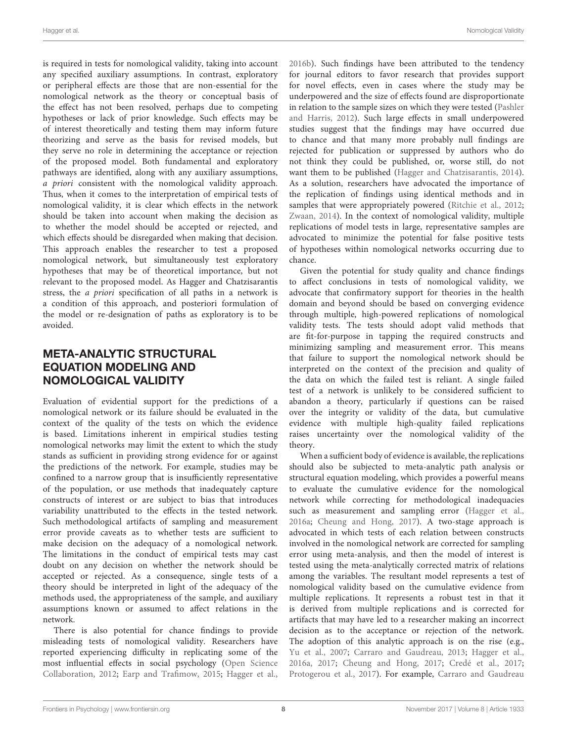is required in tests for nomological validity, taking into account any specified auxiliary assumptions. In contrast, exploratory or peripheral effects are those that are non-essential for the nomological network as the theory or conceptual basis of the effect has not been resolved, perhaps due to competing hypotheses or lack of prior knowledge. Such effects may be of interest theoretically and testing them may inform future theorizing and serve as the basis for revised models, but they serve no role in determining the acceptance or rejection of the proposed model. Both fundamental and exploratory pathways are identified, along with any auxiliary assumptions, *a priori* consistent with the nomological validity approach. Thus, when it comes to the interpretation of empirical tests of nomological validity, it is clear which effects in the network should be taken into account when making the decision as to whether the model should be accepted or rejected, and which effects should be disregarded when making that decision. This approach enables the researcher to test a proposed nomological network, but simultaneously test exploratory hypotheses that may be of theoretical importance, but not relevant to the proposed model. As Hagger and Chatzisarantis stress, the *a priori* specification of all paths in a network is a condition of this approach, and posteriori formulation of the model or re-designation of paths as exploratory is to be avoided.

## META-ANALYTIC STRUCTURAL EQUATION MODELING AND NOMOLOGICAL VALIDITY

Evaluation of evidential support for the predictions of a nomological network or its failure should be evaluated in the context of the quality of the tests on which the evidence is based. Limitations inherent in empirical studies testing nomological networks may limit the extent to which the study stands as sufficient in providing strong evidence for or against the predictions of the network. For example, studies may be confined to a narrow group that is insufficiently representative of the population, or use methods that inadequately capture constructs of interest or are subject to bias that introduces variability unattributed to the effects in the tested network. Such methodological artifacts of sampling and measurement error provide caveats as to whether tests are sufficient to make decision on the adequacy of a nomological network. The limitations in the conduct of empirical tests may cast doubt on any decision on whether the network should be accepted or rejected. As a consequence, single tests of a theory should be interpreted in light of the adequacy of the methods used, the appropriateness of the sample, and auxiliary assumptions known or assumed to affect relations in the network.

There is also potential for chance findings to provide misleading tests of nomological validity. Researchers have reported experiencing difficulty in replicating some of the most influential effects in social psychology (Open Science Collaboration, 2012; Earp and Trafimow, 2015; Hagger et al., 2016b). Such findings have been attributed to the tendency for journal editors to favor research that provides support for novel effects, even in cases where the study may be underpowered and the size of effects found are disproportionate in relation to the sample sizes on which they were tested (Pashler and Harris, 2012). Such large effects in small underpowered studies suggest that the findings may have occurred due to chance and that many more probably null findings are rejected for publication or suppressed by authors who do not think they could be published, or, worse still, do not want them to be published (Hagger and Chatzisarantis, 2014). As a solution, researchers have advocated the importance of the replication of findings using identical methods and in samples that were appropriately powered (Ritchie et al., 2012; Zwaan, 2014). In the context of nomological validity, multiple replications of model tests in large, representative samples are advocated to minimize the potential for false positive tests of hypotheses within nomological networks occurring due to chance.

Given the potential for study quality and chance findings to affect conclusions in tests of nomological validity, we advocate that confirmatory support for theories in the health domain and beyond should be based on converging evidence through multiple, high-powered replications of nomological validity tests. The tests should adopt valid methods that are fit-for-purpose in tapping the required constructs and minimizing sampling and measurement error. This means that failure to support the nomological network should be interpreted on the context of the precision and quality of the data on which the failed test is reliant. A single failed test of a network is unlikely to be considered sufficient to abandon a theory, particularly if questions can be raised over the integrity or validity of the data, but cumulative evidence with multiple high-quality failed replications raises uncertainty over the nomological validity of the theory.

When a sufficient body of evidence is available, the replications should also be subjected to meta-analytic path analysis or structural equation modeling, which provides a powerful means to evaluate the cumulative evidence for the nomological network while correcting for methodological inadequacies such as measurement and sampling error (Hagger et al., 2016a; Cheung and Hong, 2017). A two-stage approach is advocated in which tests of each relation between constructs involved in the nomological network are corrected for sampling error using meta-analysis, and then the model of interest is tested using the meta-analytically corrected matrix of relations among the variables. The resultant model represents a test of nomological validity based on the cumulative evidence from multiple replications. It represents a robust test in that it is derived from multiple replications and is corrected for artifacts that may have led to a researcher making an incorrect decision as to the acceptance or rejection of the network. The adoption of this analytic approach is on the rise (e.g., Yu et al., 2007; Carraro and Gaudreau, 2013; Hagger et al., 2016a, 2017; Cheung and Hong, 2017; Credé et al., 2017; Protogerou et al., 2017). For example, Carraro and Gaudreau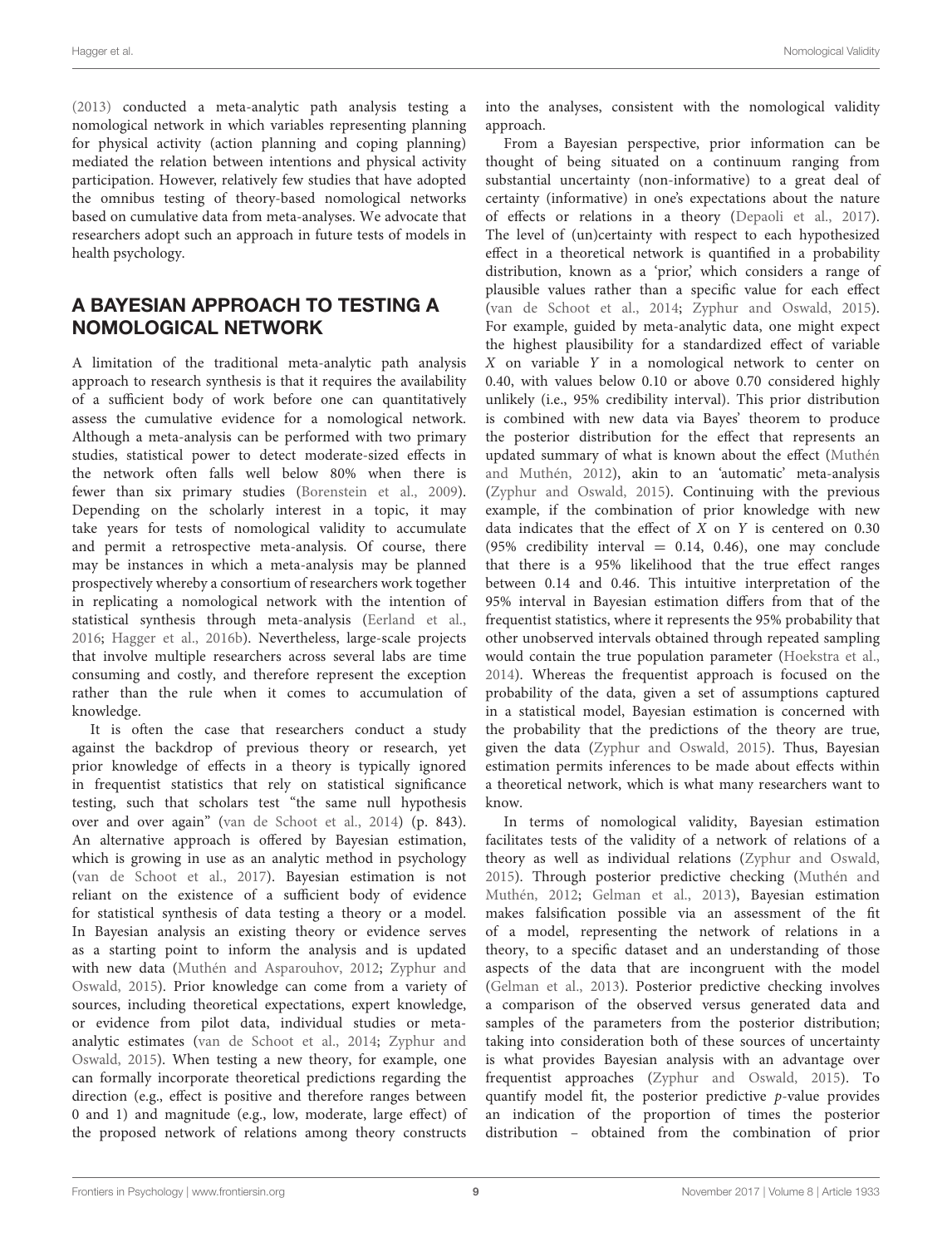(2013) conducted a meta-analytic path analysis testing a nomological network in which variables representing planning for physical activity (action planning and coping planning) mediated the relation between intentions and physical activity participation. However, relatively few studies that have adopted the omnibus testing of theory-based nomological networks based on cumulative data from meta-analyses. We advocate that researchers adopt such an approach in future tests of models in health psychology.

## A BAYESIAN APPROACH TO TESTING A NOMOLOGICAL NETWORK

A limitation of the traditional meta-analytic path analysis approach to research synthesis is that it requires the availability of a sufficient body of work before one can quantitatively assess the cumulative evidence for a nomological network. Although a meta-analysis can be performed with two primary studies, statistical power to detect moderate-sized effects in the network often falls well below 80% when there is fewer than six primary studies (Borenstein et al., 2009). Depending on the scholarly interest in a topic, it may take years for tests of nomological validity to accumulate and permit a retrospective meta-analysis. Of course, there may be instances in which a meta-analysis may be planned prospectively whereby a consortium of researchers work together in replicating a nomological network with the intention of statistical synthesis through meta-analysis (Eerland et al., 2016; Hagger et al., 2016b). Nevertheless, large-scale projects that involve multiple researchers across several labs are time consuming and costly, and therefore represent the exception rather than the rule when it comes to accumulation of knowledge.

It is often the case that researchers conduct a study against the backdrop of previous theory or research, yet prior knowledge of effects in a theory is typically ignored in frequentist statistics that rely on statistical significance testing, such that scholars test "the same null hypothesis over and over again" (van de Schoot et al., 2014) (p. 843). An alternative approach is offered by Bayesian estimation, which is growing in use as an analytic method in psychology (van de Schoot et al., 2017). Bayesian estimation is not reliant on the existence of a sufficient body of evidence for statistical synthesis of data testing a theory or a model. In Bayesian analysis an existing theory or evidence serves as a starting point to inform the analysis and is updated with new data (Muthén and Asparouhov, 2012; Zyphur and Oswald, 2015). Prior knowledge can come from a variety of sources, including theoretical expectations, expert knowledge, or evidence from pilot data, individual studies or meta-analytic estimates (van de Schoot et al., 2014; Zyphur and Oswald, 2015). When testing a new theory, for example, one can formally incorporate theoretical predictions regarding the direction (e.g., effect is positive and therefore ranges between 0 and 1) and magnitude (e.g., low, moderate, large effect) of the proposed network of relations among theory constructs into the analyses, consistent with the nomological validity approach.

From a Bayesian perspective, prior information can be thought of being situated on a continuum ranging from substantial uncertainty (non-informative) to a great deal of certainty (informative) in one's expectations about the nature of effects or relations in a theory (Depaoli et al., 2017). The level of (un)certainty with respect to each hypothesized effect in a theoretical network is quantified in a probability distribution, known as a 'prior,' which considers a range of plausible values rather than a specific value for each effect (van de Schoot et al., 2014; Zyphur and Oswald, 2015). For example, guided by meta-analytic data, one might expect the highest plausibility for a standardized effect of variable $X$ on variable $Y$ in a nomological network to center on 0.40, with values below 0.10 or above 0.70 considered highly unlikely (i.e., 95% credibility interval). This prior distribution is combined with new data via Bayes' theorem to produce the posterior distribution for the effect that represents an updated summary of what is known about the effect (Muthén and Muthén, 2012), akin to an 'automatic' meta-analysis (Zyphur and Oswald, 2015). Continuing with the previous example, if the combination of prior knowledge with new data indicates that the effect of $X$ on $Y$ is centered on 0.30 (95% credibility interval = 0.14, 0.46), one may conclude that there is a 95% likelihood that the true effect ranges between 0.14 and 0.46. This intuitive interpretation of the 95% interval in Bayesian estimation differs from that of the frequentist statistics, where it represents the 95% probability that other unobserved intervals obtained through repeated sampling would contain the true population parameter (Hoekstra et al., 2014). Whereas the frequentist approach is focused on the probability of the data, given a set of assumptions captured in a statistical model, Bayesian estimation is concerned with the probability that the predictions of the theory are true, given the data (Zyphur and Oswald, 2015). Thus, Bayesian estimation permits inferences to be made about effects within a theoretical network, which is what many researchers want to know.

In terms of nomological validity, Bayesian estimation facilitates tests of the validity of a network of relations of a theory as well as individual relations (Zyphur and Oswald, 2015). Through posterior predictive checking (Muthén and Muthén, 2012; Gelman et al., 2013), Bayesian estimation makes falsification possible via an assessment of the fit of a model, representing the network of relations in a theory, to a specific dataset and an understanding of those aspects of the data that are incongruent with the model (Gelman et al., 2013). Posterior predictive checking involves a comparison of the observed versus generated data and samples of the parameters from the posterior distribution; taking into consideration both of these sources of uncertainty is what provides Bayesian analysis with an advantage over frequentist approaches (Zyphur and Oswald, 2015). To quantify model fit, the posterior predictive $p$-value provides an indication of the proportion of times the posterior distribution – obtained from the combination of prior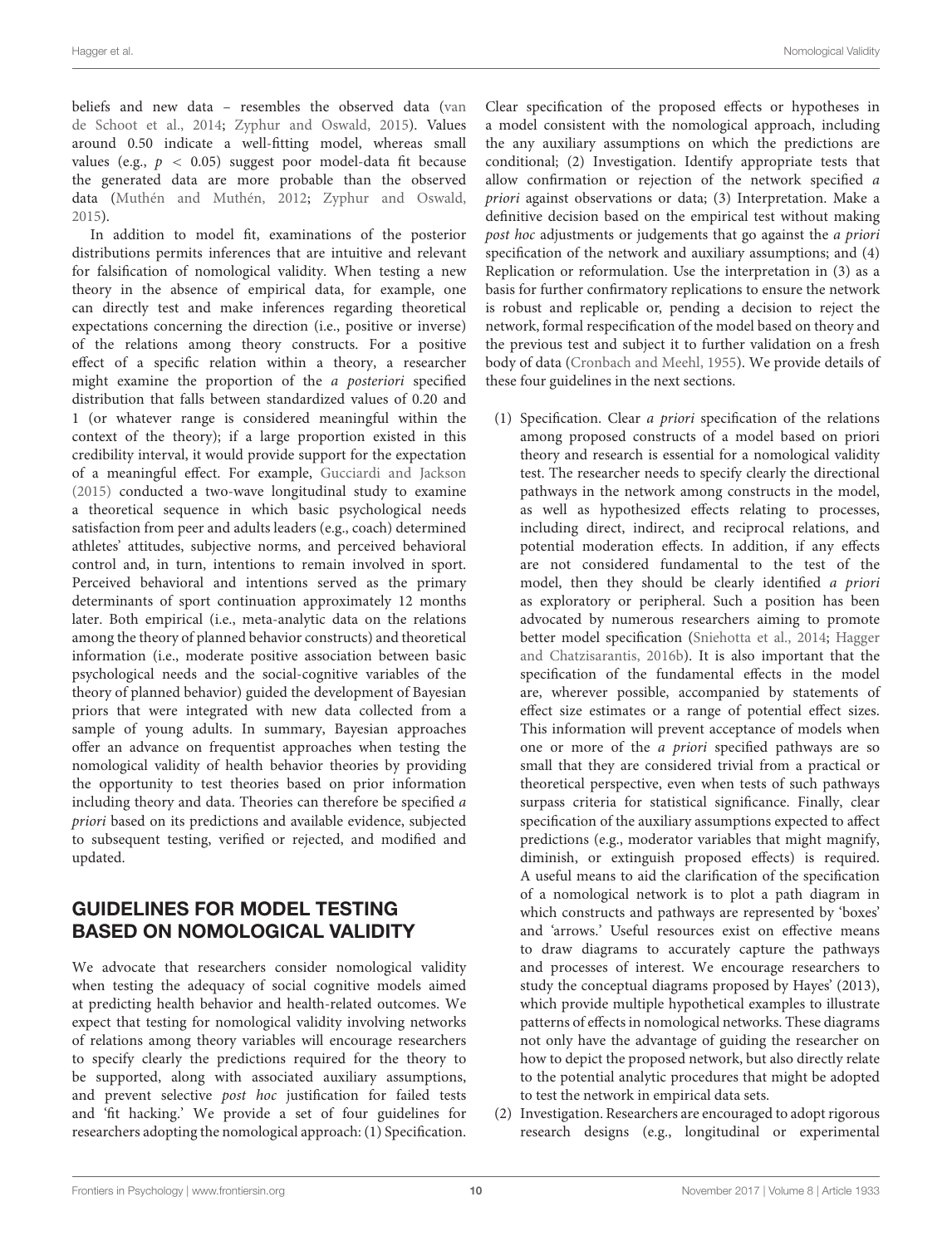beliefs and new data – resembles the observed data (van de Schoot et al., 2014; Zyphur and Oswald, 2015). Values around 0.50 indicate a well-fitting model, whereas small values (e.g., $p < 0.05$) suggest poor model-data fit because the generated data are more probable than the observed data (Muthén and Muthén, 2012; Zyphur and Oswald, 2015).

In addition to model fit, examinations of the posterior distributions permits inferences that are intuitive and relevant for falsification of nomological validity. When testing a new theory in the absence of empirical data, for example, one can directly test and make inferences regarding theoretical expectations concerning the direction (i.e., positive or inverse) of the relations among theory constructs. For a positive effect of a specific relation within a theory, a researcher might examine the proportion of the *a posteriori* specified distribution that falls between standardized values of 0.20 and 1 (or whatever range is considered meaningful within the context of the theory); if a large proportion existed in this credibility interval, it would provide support for the expectation of a meaningful effect. For example, Gucciardi and Jackson (2015) conducted a two-wave longitudinal study to examine a theoretical sequence in which basic psychological needs satisfaction from peer and adults leaders (e.g., coach) determined athletes' attitudes, subjective norms, and perceived behavioral control and, in turn, intentions to remain involved in sport. Perceived behavioral and intentions served as the primary determinants of sport continuation approximately 12 months later. Both empirical (i.e., meta-analytic data on the relations among the theory of planned behavior constructs) and theoretical information (i.e., moderate positive association between basic psychological needs and the social-cognitive variables of the theory of planned behavior) guided the development of Bayesian priors that were integrated with new data collected from a sample of young adults. In summary, Bayesian approaches offer an advance on frequentist approaches when testing the nomological validity of health behavior theories by providing the opportunity to test theories based on prior information including theory and data. Theories can therefore be specified *a priori* based on its predictions and available evidence, subjected to subsequent testing, verified or rejected, and modified and updated.

## GUIDELINES FOR MODEL TESTING BASED ON NOMOLOGICAL VALIDITY

We advocate that researchers consider nomological validity when testing the adequacy of social cognitive models aimed at predicting health behavior and health-related outcomes. We expect that testing for nomological validity involving networks of relations among theory variables will encourage researchers to specify clearly the predictions required for the theory to be supported, along with associated auxiliary assumptions, and prevent selective *post hoc* justification for failed tests and 'fit hacking.' We provide a set of four guidelines for researchers adopting the nomological approach: (1) Specification. Clear specification of the proposed effects or hypotheses in a model consistent with the nomological approach, including the any auxiliary assumptions on which the predictions are conditional; (2) Investigation. Identify appropriate tests that allow confirmation or rejection of the network specified *a priori* against observations or data; (3) Interpretation. Make a definitive decision based on the empirical test without making *post hoc* adjustments or judgements that go against the *a priori* specification of the network and auxiliary assumptions; and (4) Replication or reformulation. Use the interpretation in (3) as a basis for further confirmatory replications to ensure the network is robust and replicable or, pending a decision to reject the network, formal respecification of the model based on theory and the previous test and subject it to further validation on a fresh body of data (Cronbach and Meehl, 1955). We provide details of these four guidelines in the next sections.

(1) Specification. Clear *a priori* specification of the relations among proposed constructs of a model based on priori theory and research is essential for a nomological validity test. The researcher needs to specify clearly the directional pathways in the network among constructs in the model, as well as hypothesized effects relating to processes, including direct, indirect, and reciprocal relations, and potential moderation effects. In addition, if any effects are not considered fundamental to the test of the model, then they should be clearly identified *a priori* as exploratory or peripheral. Such a position has been advocated by numerous researchers aiming to promote better model specification (Sniehotta et al., 2014; Hagger and Chatzisarantis, 2016b). It is also important that the specification of the fundamental effects in the model are, wherever possible, accompanied by statements of effect size estimates or a range of potential effect sizes. This information will prevent acceptance of models when one or more of the *a priori* specified pathways are so small that they are considered trivial from a practical or theoretical perspective, even when tests of such pathways surpass criteria for statistical significance. Finally, clear specification of the auxiliary assumptions expected to affect predictions (e.g., moderator variables that might magnify, diminish, or extinguish proposed effects) is required. A useful means to aid the clarification of the specification of a nomological network is to plot a path diagram in which constructs and pathways are represented by 'boxes' and 'arrows.' Useful resources exist on effective means to draw diagrams to accurately capture the pathways and processes of interest. We encourage researchers to study the conceptual diagrams proposed by Hayes' (2013), which provide multiple hypothetical examples to illustrate patterns of effects in nomological networks. These diagrams not only have the advantage of guiding the researcher on how to depict the proposed network, but also directly relate to the potential analytic procedures that might be adopted to test the network in empirical data sets.

(2) Investigation. Researchers are encouraged to adopt rigorous research designs (e.g., longitudinal or experimental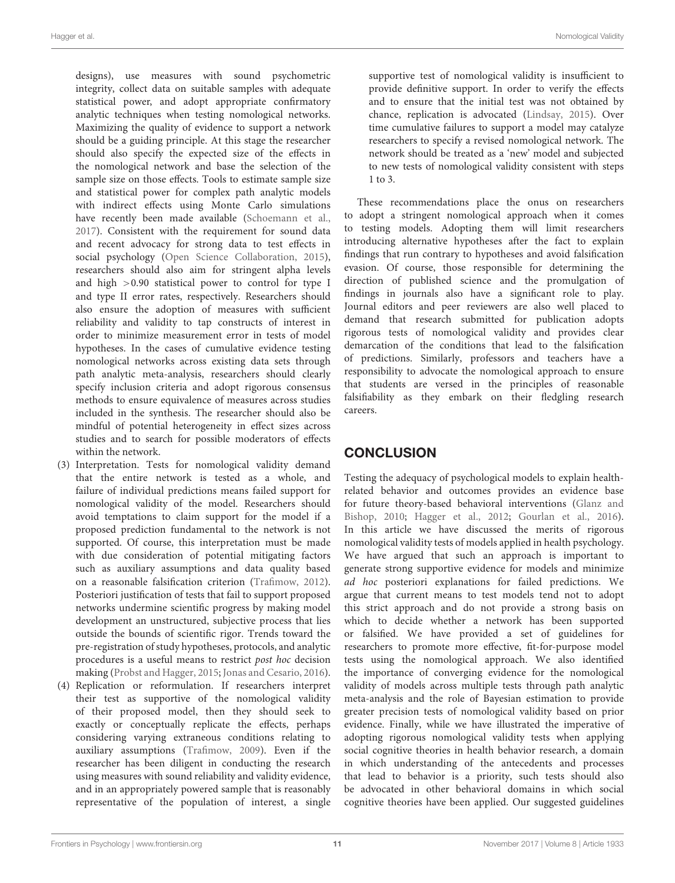designs), use measures with sound psychometric integrity, collect data on suitable samples with adequate statistical power, and adopt appropriate confirmatory analytic techniques when testing nomological networks. Maximizing the quality of evidence to support a network should be a guiding principle. At this stage the researcher should also specify the expected size of the effects in the nomological network and base the selection of the sample size on those effects. Tools to estimate sample size and statistical power for complex path analytic models with indirect effects using Monte Carlo simulations have recently been made available (Schoemann et al., 2017). Consistent with the requirement for sound data and recent advocacy for strong data to test effects in social psychology (Open Science Collaboration, 2015), researchers should also aim for stringent alpha levels and high $>0.90$ statistical power to control for type I and type II error rates, respectively. Researchers should also ensure the adoption of measures with sufficient reliability and validity to tap constructs of interest in order to minimize measurement error in tests of model hypotheses. In the cases of cumulative evidence testing nomological networks across existing data sets through path analytic meta-analysis, researchers should clearly specify inclusion criteria and adopt rigorous consensus methods to ensure equivalence of measures across studies included in the synthesis. The researcher should also be mindful of potential heterogeneity in effect sizes across studies and to search for possible moderators of effects within the network.

(3) Interpretation. Tests for nomological validity demand that the entire network is tested as a whole, and failure of individual predictions means failed support for nomological validity of the model. Researchers should avoid temptations to claim support for the model if a proposed prediction fundamental to the network is not supported. Of course, this interpretation must be made with due consideration of potential mitigating factors such as auxiliary assumptions and data quality based on a reasonable falsification criterion (Trafimow, 2012). Posteriori justification of tests that fail to support proposed networks undermine scientific progress by making model development an unstructured, subjective process that lies outside the bounds of scientific rigor. Trends toward the pre-registration of study hypotheses, protocols, and analytic procedures is a useful means to restrict *post hoc* decision making (Probst and Hagger, 2015; Jonas and Cesario, 2016).

(4) Replication or reformulation. If researchers interpret their test as supportive of the nomological validity of their proposed model, then they should seek to exactly or conceptually replicate the effects, perhaps considering varying extraneous conditions relating to auxiliary assumptions (Trafimow, 2009). Even if the researcher has been diligent in conducting the research using measures with sound reliability and validity evidence, and in an appropriately powered sample that is reasonably representative of the population of interest, a single supportive test of nomological validity is insufficient to provide definitive support. In order to verify the effects and to ensure that the initial test was not obtained by chance, replication is advocated (Lindsay, 2015). Over time cumulative failures to support a model may catalyze researchers to specify a revised nomological network. The network should be treated as a 'new' model and subjected to new tests of nomological validity consistent with steps 1 to 3.

These recommendations place the onus on researchers to adopt a stringent nomological approach when it comes to testing models. Adopting them will limit researchers introducing alternative hypotheses after the fact to explain findings that run contrary to hypotheses and avoid falsification evasion. Of course, those responsible for determining the direction of published science and the promulgation of findings in journals also have a significant role to play. Journal editors and peer reviewers are also well placed to demand that research submitted for publication adopts rigorous tests of nomological validity and provides clear demarcation of the conditions that lead to the falsification of predictions. Similarly, professors and teachers have a responsibility to advocate the nomological approach to ensure that students are versed in the principles of reasonable falsifiability as they embark on their fledgling research careers.

## CONCLUSION

Testing the adequacy of psychological models to explain health-related behavior and outcomes provides an evidence base for future theory-based behavioral interventions (Glanz and Bishop, 2010; Hagger et al., 2012; Gourlan et al., 2016). In this article we have discussed the merits of rigorous nomological validity tests of models applied in health psychology. We have argued that such an approach is important to generate strong supportive evidence for models and minimize *ad hoc* posteriori explanations for failed predictions. We argue that current means to test models tend not to adopt this strict approach and do not provide a strong basis on which to decide whether a network has been supported or falsified. We have provided a set of guidelines for researchers to promote more effective, fit-for-purpose model tests using the nomological approach. We also identified the importance of converging evidence for the nomological validity of models across multiple tests through path analytic meta-analysis and the role of Bayesian estimation to provide greater precision tests of nomological validity based on prior evidence. Finally, while we have illustrated the imperative of adopting rigorous nomological validity tests when applying social cognitive theories in health behavior research, a domain in which understanding of the antecedents and processes that lead to behavior is a priority, such tests should also be advocated in other behavioral domains in which social cognitive theories have been applied. Our suggested guidelines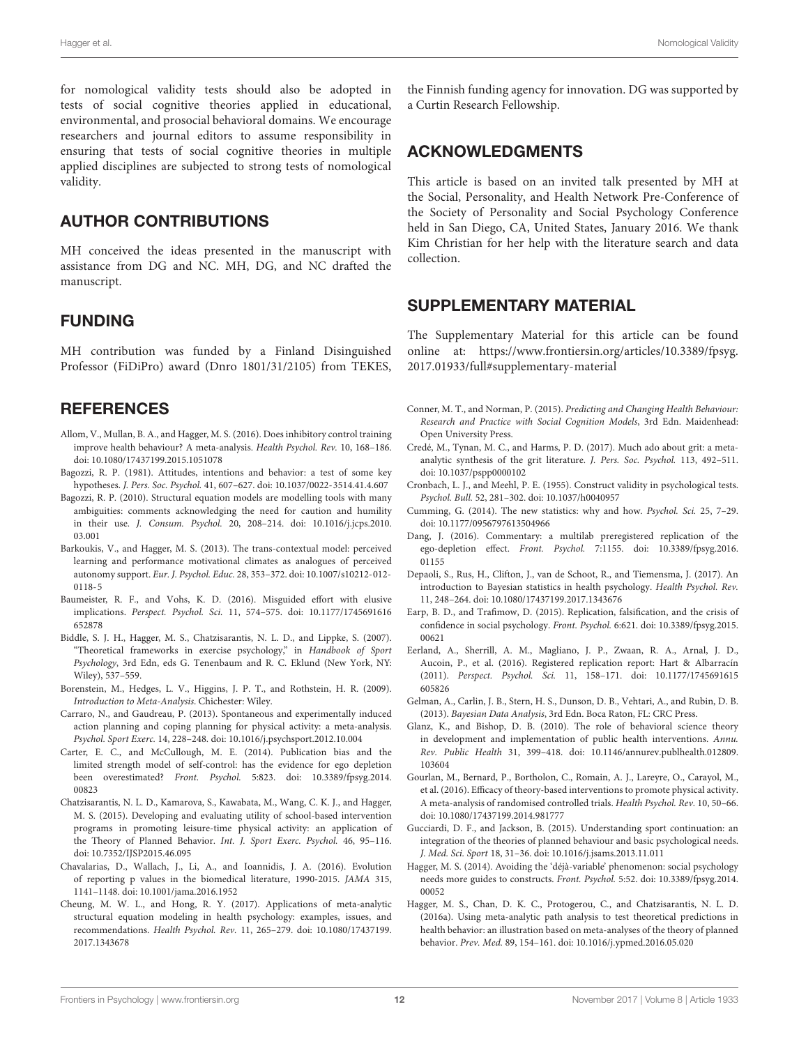for nomological validity tests should also be adopted in tests of social cognitive theories applied in educational, environmental, and prosocial behavioral domains. We encourage researchers and journal editors to assume responsibility in ensuring that tests of social cognitive theories in multiple applied disciplines are subjected to strong tests of nomological validity.

## AUTHOR CONTRIBUTIONS

MH conceived the ideas presented in the manuscript with assistance from DG and NC. MH, DG, and NC drafted the manuscript.

## FUNDING

MH contribution was funded by a Finland Disinguished Professor (FiDiPro) award (Dnro 1801/31/2105) from TEKES, the Finnish funding agency for innovation. DG was supported by a Curtin Research Fellowship.

## ACKNOWLEDGMENTS

This article is based on an invited talk presented by MH at the Social, Personality, and Health Network Pre-Conference of the Society of Personality and Social Psychology Conference held in San Diego, CA, United States, January 2016. We thank Kim Christian for her help with the literature search and data collection.

## SUPPLEMENTARY MATERIAL

The Supplementary Material for this article can be found online at: https://www.frontiersin.org/articles/10.3389/fpsyg.2017.01933/full#supplementary-material

## REFERENCES

Allom, V., Mullan, B. A., and Hagger, M. S. (2016). Does inhibitory control training improve health behaviour? A meta-analysis. *Health Psychol. Rev.* 10, 168–186. doi: 10.1080/17437199.2015.1051078

Bagozzi, R. P. (1981). Attitudes, intentions and behavior: a test of some key hypotheses. *J. Pers. Soc. Psychol.* 41, 607–627. doi: 10.1037/0022-3514.41.4.607

Bagozzi, R. P. (2010). Structural equation models are modelling tools with many ambiguities: comments acknowledging the need for caution and humility in their use. *J. Consum. Psychol.* 20, 208–214. doi: 10.1016/j.jcps.2010.03.001

Barkoukis, V., and Hagger, M. S. (2013). The trans-contextual model: perceived learning and performance motivational climates as analogues of perceived autonomy support. *Eur. J. Psychol. Educ.* 28, 353–372. doi: 10.1007/s10212-012-0118-5

Baumeister, R. F., and Vohs, K. D. (2016). Misguided effort with elusive implications. *Perspect. Psychol. Sci.* 11, 574–575. doi: 10.1177/1745691616652878

Biddle, S. J. H., Hagger, M. S., Chatzisarantis, N. L. D., and Lippke, S. (2007). "Theoretical frameworks in exercise psychology," in *Handbook of Sport Psychology*, 3rd Edn, eds G. Tenenbaum and R. C. Eklund (New York, NY: Wiley), 537–559.

Borenstein, M., Hedges, L. V., Higgins, J. P. T., and Rothstein, H. R. (2009). *Introduction to Meta-Analysis*. Chichester: Wiley.

Carraro, N., and Gaudreau, P. (2013). Spontaneous and experimentally induced action planning and coping planning for physical activity: a meta-analysis. *Psychol. Sport Exerc.* 14, 228–248. doi: 10.1016/j.psychsport.2012.10.004

Carter, E. C., and McCullough, M. E. (2014). Publication bias and the limited strength model of self-control: has the evidence for ego depletion been overestimated? *Front. Psychol.* 5:823. doi: 10.3389/fpsyg.2014.00823

Chatzisarantis, N. L. D., Kamarova, S., Kawabata, M., Wang, C. K. J., and Hagger, M. S. (2015). Developing and evaluating utility of school-based intervention programs in promoting leisure-time physical activity: an application of the Theory of Planned Behavior. *Int. J. Sport Exerc. Psychol.* 46, 95–116. doi: 10.7352/IJSP2015.46.095

Chavalarias, D., Wallach, J., Li, A., and Ioannidis, J. A. (2016). Evolution of reporting p values in the biomedical literature, 1990-2015. *JAMA* 315, 1141–1148. doi: 10.1001/jama.2016.1952

Cheung, M. W. L., and Hong, R. Y. (2017). Applications of meta-analytic structural equation modeling in health psychology: examples, issues, and recommendations. *Health Psychol. Rev.* 11, 265–279. doi: 10.1080/17437199.2017.1343678

Conner, M. T., and Norman, P. (2015). *Predicting and Changing Health Behaviour: Research and Practice with Social Cognition Models*, 3rd Edn. Maidenhead: Open University Press.

Credé, M., Tynan, M. C., and Harms, P. D. (2017). Much ado about grit: a meta-analytic synthesis of the grit literature. *J. Pers. Soc. Psychol.* 113, 492–511. doi: 10.1037/pspp0000102

Cronbach, L. J., and Meehl, P. E. (1955). Construct validity in psychological tests. *Psychol. Bull.* 52, 281–302. doi: 10.1037/h0040957

Cumming, G. (2014). The new statistics: why and how. *Psychol. Sci.* 25, 7–29. doi: 10.1177/0956797613504966

Dang, J. (2016). Commentary: a multilab preregistered replication of the ego-depletion effect. *Front. Psychol.* 7:1155. doi: 10.3389/fpsyg.2016.01155

Depaoli, S., Rus, H., Clifton, J., van de Schoot, R., and Tiemensma, J. (2017). An introduction to Bayesian statistics in health psychology. *Health Psychol. Rev.* 11, 248–264. doi: 10.1080/17437199.2017.1343676

Earp, B. D., and Trafimow, D. (2015). Replication, falsification, and the crisis of confidence in social psychology. *Front. Psychol.* 6:621. doi: 10.3389/fpsyg.2015.00621

Eerland, A., Sherrill, A. M., Magliano, J. P., Zwaan, R. A., Arnal, J. D., Aucoin, P., et al. (2016). Registered replication report: Hart & Albarracín (2011). *Perspect. Psychol. Sci.* 11, 158–171. doi: 10.1177/1745691615605826

Gelman, A., Carlin, J. B., Stern, H. S., Dunson, D. B., Vehtari, A., and Rubin, D. B. (2013). *Bayesian Data Analysis*, 3rd Edn. Boca Raton, FL: CRC Press.

Glanz, K., and Bishop, D. B. (2010). The role of behavioral science theory in development and implementation of public health interventions. *Annu. Rev. Public Health* 31, 399–418. doi: 10.1146/annurev.publhealth.012809.103604

Gourlan, M., Bernard, P., Bortholon, C., Romain, A. J., Lareyre, O., Carayol, M., et al. (2016). Efficacy of theory-based interventions to promote physical activity. A meta-analysis of randomised controlled trials. *Health Psychol. Rev.* 10, 50–66. doi: 10.1080/17437199.2014.981777

Gucciardi, D. F., and Jackson, B. (2015). Understanding sport continuation: an integration of the theories of planned behaviour and basic psychological needs. *J. Med. Sci. Sport* 18, 31–36. doi: 10.1016/j.jsams.2013.11.011

Hagger, M. S. (2014). Avoiding the 'déjà-variable' phenomenon: social psychology needs more guides to constructs. *Front. Psychol.* 5:52. doi: 10.3389/fpsyg.2014.00052

Hagger, M. S., Chan, D. K. C., Protogerou, C., and Chatzisarantis, N. L. D. (2016a). Using meta-analytic path analysis to test theoretical predictions in health behavior: an illustration based on meta-analyses of the theory of planned behavior. *Prev. Med.* 89, 154–161. doi: 10.1016/j.ypmed.2016.05.020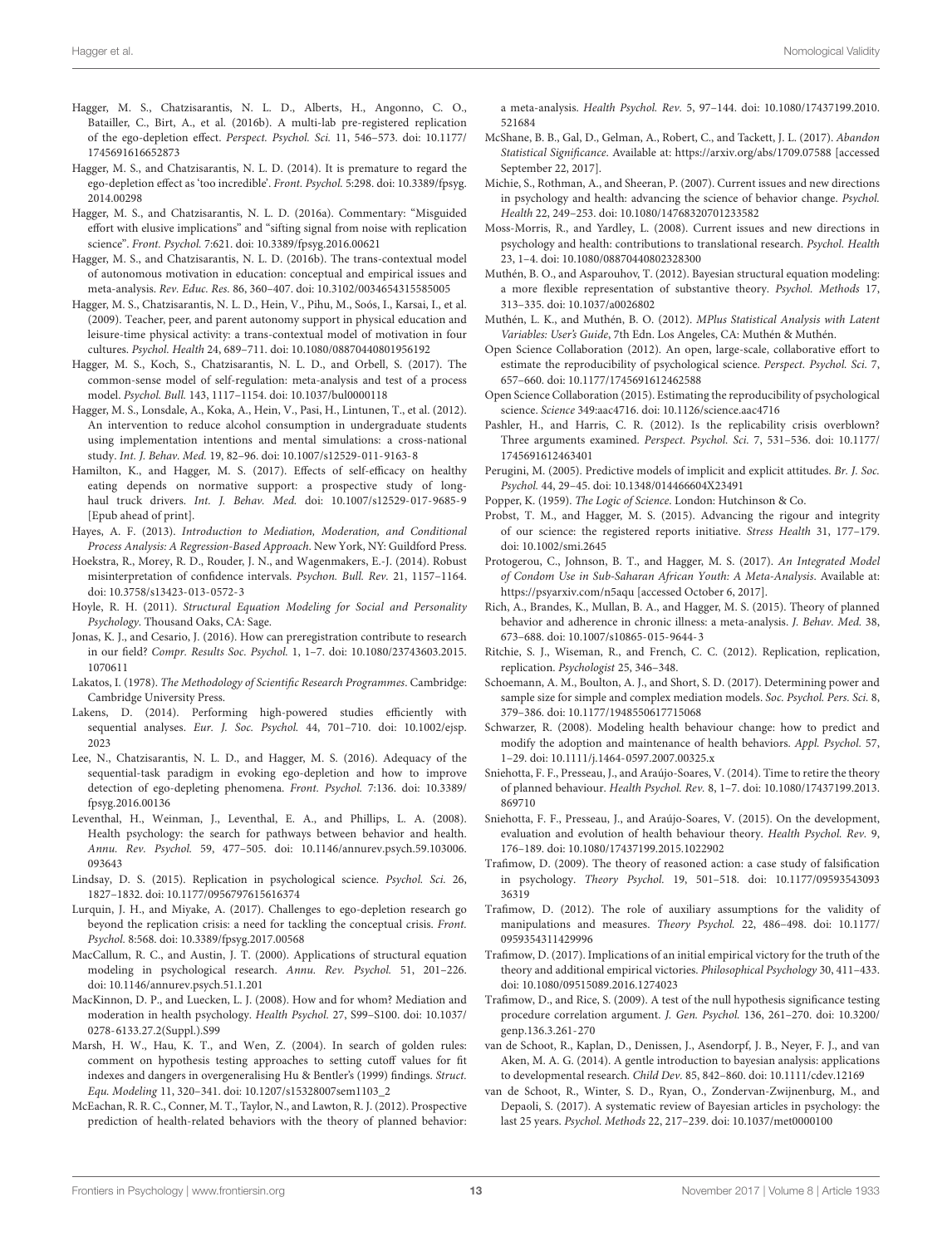Hagger, M. S., Chatzisarantis, N. L. D., Alberts, H., Angonno, C. O., Batailler, C., Birt, A., et al. (2016b). A multi-lab pre-registered replication of the ego-depletion effect. *Perspect. Psychol. Sci.* 11, 546–573. doi: 10.1177/1745691616652873

Hagger, M. S., and Chatzisarantis, N. L. D. (2014). It is premature to regard the ego-depletion effect as 'too incredible'. *Front. Psychol.* 5:298. doi: 10.3389/fpsyg.2014.00298

Hagger, M. S., and Chatzisarantis, N. L. D. (2016a). Commentary: "Misguided effort with elusive implications" and "sifting signal from noise with replication science". *Front. Psychol.* 7:621. doi: 10.3389/fpsyg.2016.00621

Hagger, M. S., and Chatzisarantis, N. L. D. (2016b). The trans-contextual model of autonomous motivation in education: conceptual and empirical issues and meta-analysis. *Rev. Educ. Res.* 86, 360–407. doi: 10.3102/0034654315585005

Hagger, M. S., Chatzisarantis, N. L. D., Hein, V., Pihu, M., Soós, I., Karsai, I., et al. (2009). Teacher, peer, and parent autonomy support in physical education and leisure-time physical activity: a trans-contextual model of motivation in four cultures. *Psychol. Health* 24, 689–711. doi: 10.1080/08870440801956192

Hagger, M. S., Koch, S., Chatzisarantis, N. L. D., and Orbell, S. (2017). The common-sense model of self-regulation: meta-analysis and test of a process model. *Psychol. Bull.* 143, 1117–1154. doi: 10.1037/bul0000118

Hagger, M. S., Lonsdale, A., Koka, A., Hein, V., Pasi, H., Lintunen, T., et al. (2012). An intervention to reduce alcohol consumption in undergraduate students using implementation intentions and mental simulations: a cross-national study. *Int. J. Behav. Med.* 19, 82–96. doi: 10.1007/s12529-011-9163-8

Hamilton, K., and Hagger, M. S. (2017). Effects of self-efficacy on healthy eating depends on normative support: a prospective study of long-haul truck drivers. *Int. J. Behav. Med.* doi: 10.1007/s12529-017-9685-9 [Epub ahead of print].

Hayes, A. F. (2013). *Introduction to Mediation, Moderation, and Conditional Process Analysis: A Regression-Based Approach*. New York, NY: Guildford Press.

Hoekstra, R., Morey, R. D., Rouder, J. N., and Wagenmakers, E.-J. (2014). Robust misinterpretation of confidence intervals. *Psychon. Bull. Rev.* 21, 1157–1164. doi: 10.3758/s13423-013-0572-3

Hoyle, R. H. (2011). *Structural Equation Modeling for Social and Personality Psychology*. Thousand Oaks, CA: Sage.

Jonas, K. J., and Cesario, J. (2016). How can preregistration contribute to research in our field? *Compr. Results Soc. Psychol.* 1, 1–7. doi: 10.1080/23743603.2015.1070611

Lakatos, I. (1978). *The Methodology of Scientific Research Programmes*. Cambridge: Cambridge University Press.

Lakens, D. (2014). Performing high-powered studies efficiently with sequential analyses. *Eur. J. Soc. Psychol.* 44, 701–710. doi: 10.1002/ejsp.2023

Lee, N., Chatzisarantis, N. L. D., and Hagger, M. S. (2016). Adequacy of the sequential-task paradigm in evoking ego-depletion and how to improve detection of ego-depleting phenomena. *Front. Psychol.* 7:136. doi: 10.3389/fpsyg.2016.00136

Leventhal, H., Weinman, J., Leventhal, E. A., and Phillips, L. A. (2008). Health psychology: the search for pathways between behavior and health. *Annu. Rev. Psychol.* 59, 477–505. doi: 10.1146/annurev.psych.59.103006.093643

Lindsay, D. S. (2015). Replication in psychological science. *Psychol. Sci.* 26, 1827–1832. doi: 10.1177/0956797615616374

Lurquin, J. H., and Miyake, A. (2017). Challenges to ego-depletion research go beyond the replication crisis: a need for tackling the conceptual crisis. *Front. Psychol.* 8:568. doi: 10.3389/fpsyg.2017.00568

MacCallum, R. C., and Austin, J. T. (2000). Applications of structural equation modeling in psychological research. *Annu. Rev. Psychol.* 51, 201–226. doi: 10.1146/annurev.psych.51.1.201

MacKinnon, D. P., and Luecken, L. J. (2008). How and for whom? Mediation and moderation in health psychology. *Health Psychol.* 27, S99–S100. doi: 10.1037/0278-6133.27.2(Suppl.).S99

Marsh, H. W., Hau, K. T., and Wen, Z. (2004). In search of golden rules: comment on hypothesis testing approaches to setting cutoff values for fit indexes and dangers in overgeneralising Hu & Bentler's (1999) findings. *Struct. Equ. Modeling* 11, 320–341. doi: 10.1207/s15328007sem1103_2

McEachan, R. R. C., Conner, M. T., Taylor, N., and Lawton, R. J. (2012). Prospective prediction of health-related behaviors with the theory of planned behavior: a meta-analysis. *Health Psychol. Rev.* 5, 97–144. doi: 10.1080/17437199.2010.521684

McShane, B. B., Gal, D., Gelman, A., Robert, C., and Tackett, J. L. (2017). *Abandon Statistical Significance*. Available at: https://arxiv.org/abs/1709.07588 [accessed September 22, 2017].

Michie, S., Rothman, A., and Sheeran, P. (2007). Current issues and new directions in psychology and health: advancing the science of behavior change. *Psychol. Health* 22, 249–253. doi: 10.1080/14768320701233582

Moss-Morris, R., and Yardley, L. (2008). Current issues and new directions in psychology and health: contributions to translational research. *Psychol. Health* 23, 1–4. doi: 10.1080/08870440802328300

Muthén, B. O., and Asparouhov, T. (2012). Bayesian structural equation modeling: a more flexible representation of substantive theory. *Psychol. Methods* 17, 313–335. doi: 10.1037/a0026802

Muthén, L. K., and Muthén, B. O. (2012). *MPlus Statistical Analysis with Latent Variables: User's Guide*, 7th Edn. Los Angeles, CA: Muthén & Muthén.

Open Science Collaboration (2012). An open, large-scale, collaborative effort to estimate the reproducibility of psychological science. *Perspect. Psychol. Sci.* 7, 657–660. doi: 10.1177/1745691612462588

Open Science Collaboration (2015). Estimating the reproducibility of psychological science. *Science* 349:aac4716. doi: 10.1126/science.aac4716

Pashler, H., and Harris, C. R. (2012). Is the replicability crisis overblown? Three arguments examined. *Perspect. Psychol. Sci.* 7, 531–536. doi: 10.1177/1745691612463401

Perugini, M. (2005). Predictive models of implicit and explicit attitudes. *Br. J. Soc. Psychol.* 44, 29–45. doi: 10.1348/014466604X23491

Popper, K. (1959). *The Logic of Science*. London: Hutchinson & Co.

Probst, T. M., and Hagger, M. S. (2015). Advancing the rigour and integrity of our science: the registered reports initiative. *Stress Health* 31, 177–179. doi: 10.1002/smi.2645

Protogerou, C., Johnson, B. T., and Hagger, M. S. (2017). *An Integrated Model of Condom Use in Sub-Saharan African Youth: A Meta-Analysis*. Available at: https://psyarxiv.com/n5aqu [accessed October 6, 2017].

Rich, A., Brandes, K., Mullan, B. A., and Hagger, M. S. (2015). Theory of planned behavior and adherence in chronic illness: a meta-analysis. *J. Behav. Med.* 38, 673–688. doi: 10.1007/s10865-015-9644-3

Ritchie, S. J., Wiseman, R., and French, C. C. (2012). Replication, replication, replication. *Psychologist* 25, 346–348.

Schoemann, A. M., Boulton, A. J., and Short, S. D. (2017). Determining power and sample size for simple and complex mediation models. *Soc. Psychol. Pers. Sci.* 8, 379–386. doi: 10.1177/1948550617715068

Schwarzer, R. (2008). Modeling health behaviour change: how to predict and modify the adoption and maintenance of health behaviors. *Appl. Psychol.* 57, 1–29. doi: 10.1111/j.1464-0597.2007.00325.x

Sniehotta, F. F., Presseau, J., and Araújo-Soares, V. (2014). Time to retire the theory of planned behaviour. *Health Psychol. Rev.* 8, 1–7. doi: 10.1080/17437199.2013.869710

Sniehotta, F. F., Presseau, J., and Araújo-Soares, V. (2015). On the development, evaluation and evolution of health behaviour theory. *Health Psychol. Rev.* 9, 176–189. doi: 10.1080/17437199.2015.1022902

Trafimow, D. (2009). The theory of reasoned action: a case study of falsification in psychology. *Theory Psychol.* 19, 501–518. doi: 10.1177/0959354309336319

Trafimow, D. (2012). The role of auxiliary assumptions for the validity of manipulations and measures. *Theory Psychol.* 22, 486–498. doi: 10.1177/0959354311429996

Trafimow, D. (2017). Implications of an initial empirical victory for the truth of the theory and additional empirical victories. *Philosophical Psychology* 30, 411–433. doi: 10.1080/09515089.2016.1274023

Trafimow, D., and Rice, S. (2009). A test of the null hypothesis significance testing procedure correlation argument. *J. Gen. Psychol.* 136, 261–270. doi: 10.3200/genp.136.3.261-270

van de Schoot, R., Kaplan, D., Denissen, J., Asendorpf, J. B., Neyer, F. J., and van Aken, M. A. G. (2014). A gentle introduction to bayesian analysis: applications to developmental research. *Child Dev.* 85, 842–860. doi: 10.1111/cdev.12169

van de Schoot, R., Winter, S. D., Ryan, O., Zondervan-Zwijnenburg, M., and Depaoli, S. (2017). A systematic review of Bayesian articles in psychology: the last 25 years. *Psychol. Methods* 22, 217–239. doi: 10.1037/met0000100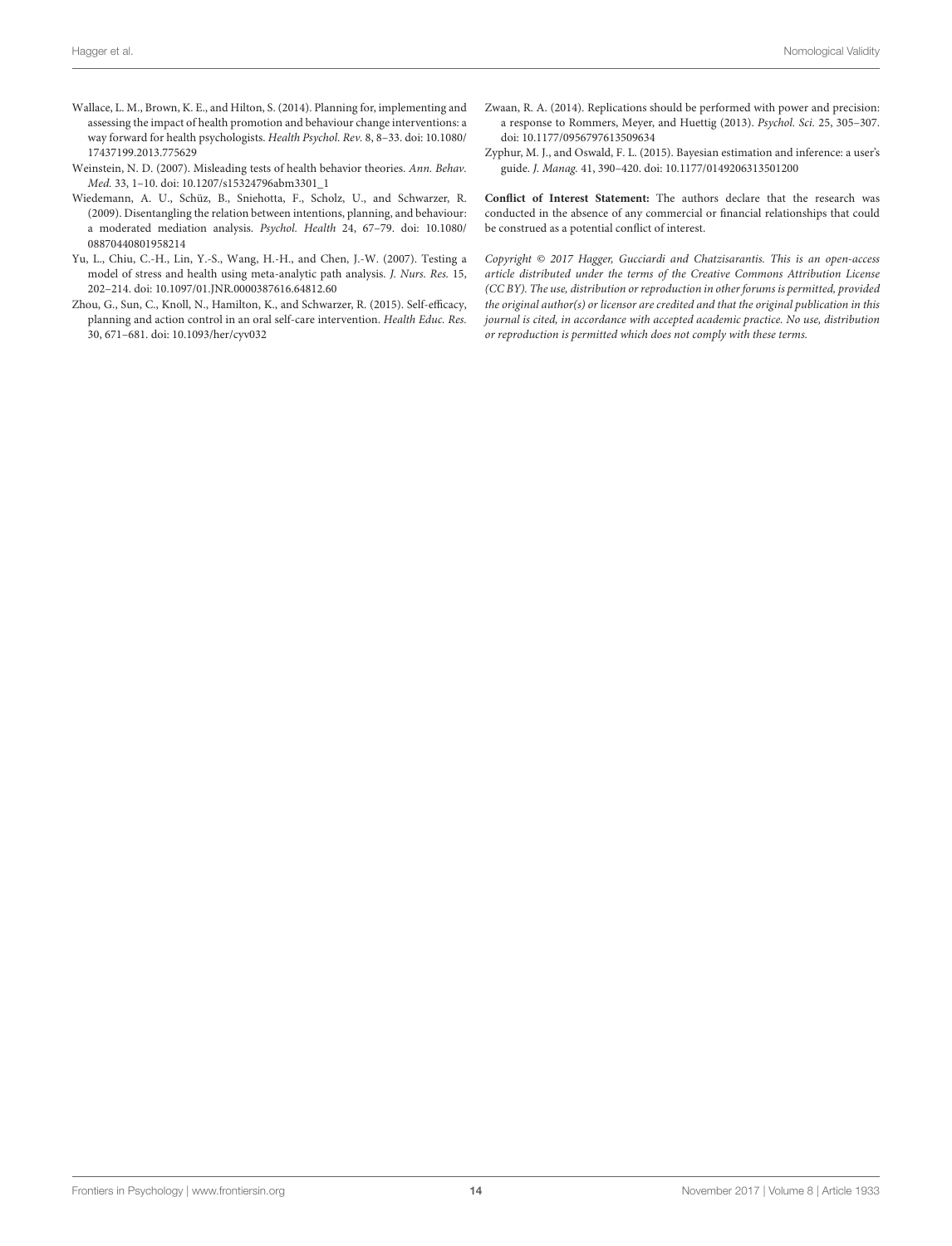Wallace, L. M., Brown, K. E., and Hilton, S. (2014). Planning for, implementing and assessing the impact of health promotion and behaviour change interventions: a way forward for health psychologists. *Health Psychol. Rev.* 8, 8–33. doi: 10.1080/17437199.2013.775629

Weinstein, N. D. (2007). Misleading tests of health behavior theories. *Ann. Behav. Med.* 33, 1–10. doi: 10.1207/s15324796abm3301_1

Wiedemann, A. U., Schüz, B., Sniehotta, F., Scholz, U., and Schwarzer, R. (2009). Disentangling the relation between intentions, planning, and behaviour: a moderated mediation analysis. *Psychol. Health* 24, 67–79. doi: 10.1080/08870440801958214

Yu, L., Chiu, C.-H., Lin, Y.-S., Wang, H.-H., and Chen, J.-W. (2007). Testing a model of stress and health using meta-analytic path analysis. *J. Nurs. Res.* 15, 202–214. doi: 10.1097/01.JNR.0000387616.64812.60

Zhou, G., Sun, C., Knoll, N., Hamilton, K., and Schwarzer, R. (2015). Self-efficacy, planning and action control in an oral self-care intervention. *Health Educ. Res.* 30, 671–681. doi: 10.1093/her/cyv032

Zwaan, R. A. (2014). Replications should be performed with power and precision: a response to Rommers, Meyer, and Huettig (2013). *Psychol. Sci.* 25, 305–307. doi: 10.1177/0956797613509634

Zyphur, M. J., and Oswald, F. L. (2015). Bayesian estimation and inference: a user's guide. *J. Manag.* 41, 390–420. doi: 10.1177/0149206313501200

**Conflict of Interest Statement:** The authors declare that the research was conducted in the absence of any commercial or financial relationships that could be construed as a potential conflict of interest.

*Copyright © 2017 Hagger, Gucciardi and Chatzisarantis. This is an open-access article distributed under the terms of the Creative Commons Attribution License (CC BY). The use, distribution or reproduction in other forums is permitted, provided the original author(s) or licensor are credited and that the original publication in this journal is cited, in accordance with accepted academic practice. No use, distribution or reproduction is permitted which does not comply with these terms.*